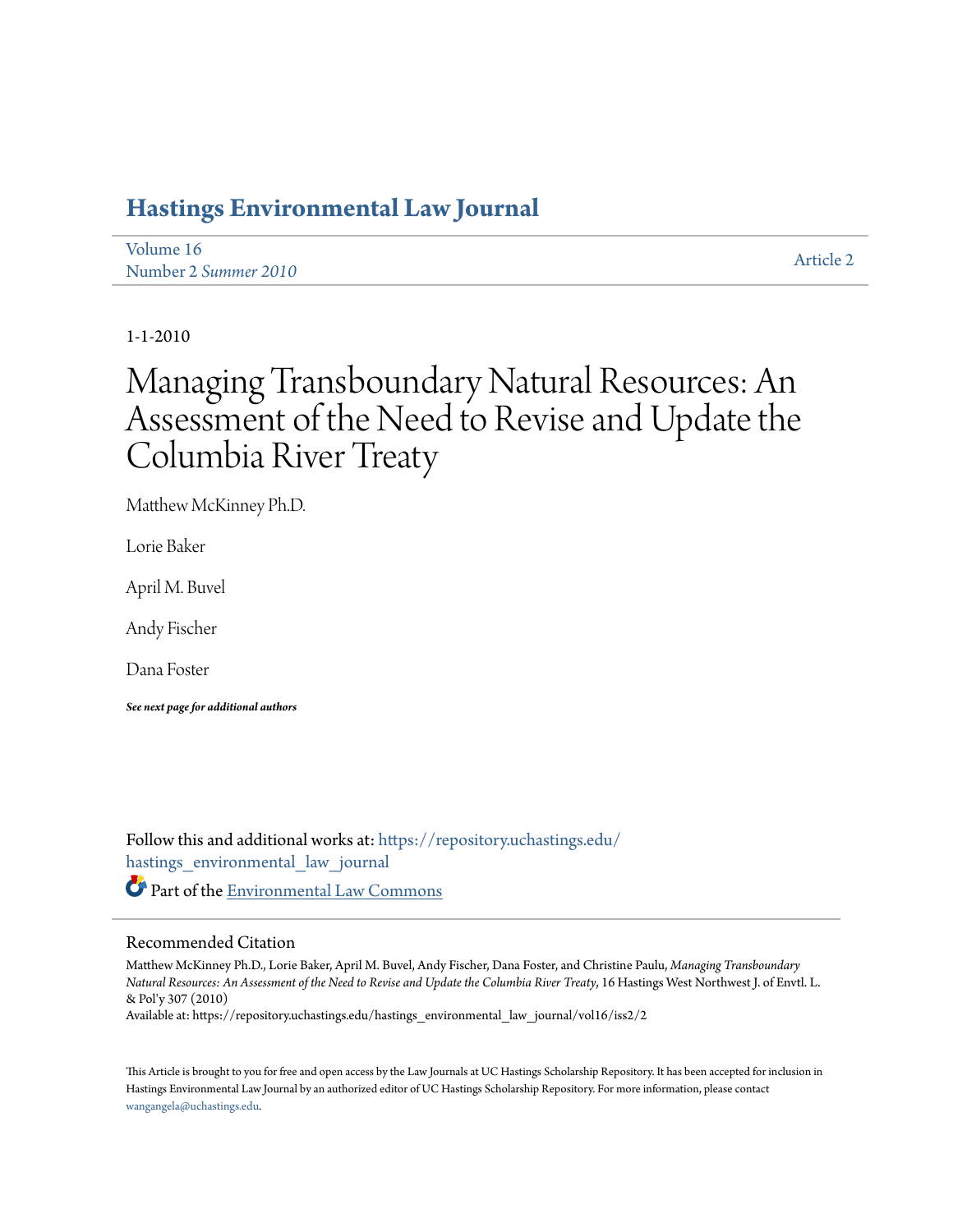# Hastings Environmental Law Journal

Volume 16
Number 2 *Summer 2010*

Article 2

1-1-2010

# Managing Transboundary Natural Resources: An Assessment of the Need to Revise and Update the Columbia River Treaty

Matthew McKinney Ph.D.

Lorie Baker

April M. Buvel

Andy Fischer

Dana Foster

***See next page for additional authors***

Follow this and additional works at: https://repository.uchastings.edu/hastings_environmental_law_journal

Part of the Environmental Law Commons

## Recommended Citation

Matthew McKinney Ph.D., Lorie Baker, April M. Buvel, Andy Fischer, Dana Foster, and Christine Paulu, *Managing Transboundary Natural Resources: An Assessment of the Need to Revise and Update the Columbia River Treaty*, 16 Hastings West Northwest J. of Envtl. L. & Pol'y 307 (2010)
Available at: https://repository.uchastings.edu/hastings_environmental_law_journal/vol16/iss2/2

This Article is brought to you for free and open access by the Law Journals at UC Hastings Scholarship Repository. It has been accepted for inclusion in Hastings Environmental Law Journal by an authorized editor of UC Hastings Scholarship Repository. For more information, please contact wangangela@uchastings.edu.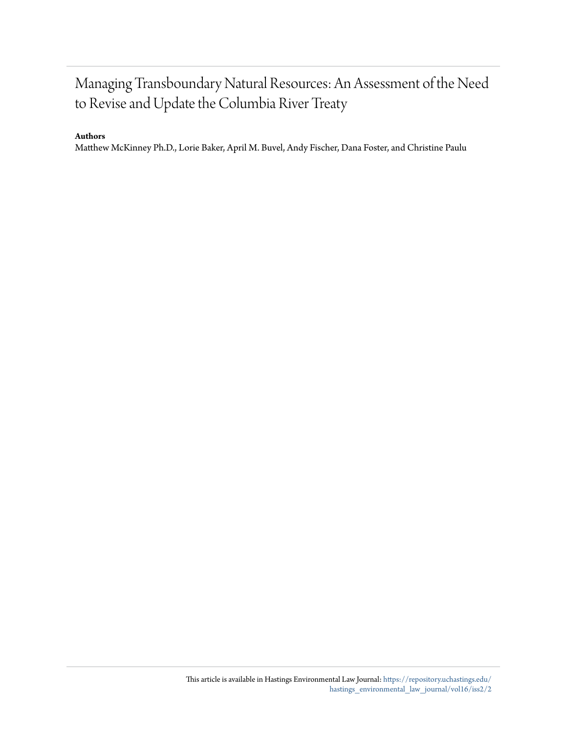# Managing Transboundary Natural Resources: An Assessment of the Need to Revise and Update the Columbia River Treaty

**Authors**

Matthew McKinney Ph.D., Lorie Baker, April M. Buvel, Andy Fischer, Dana Foster, and Christine Paulu

This article is available in Hastings Environmental Law Journal: https://repository.uchastings.edu/hastings_environmental_law_journal/vol16/iss2/2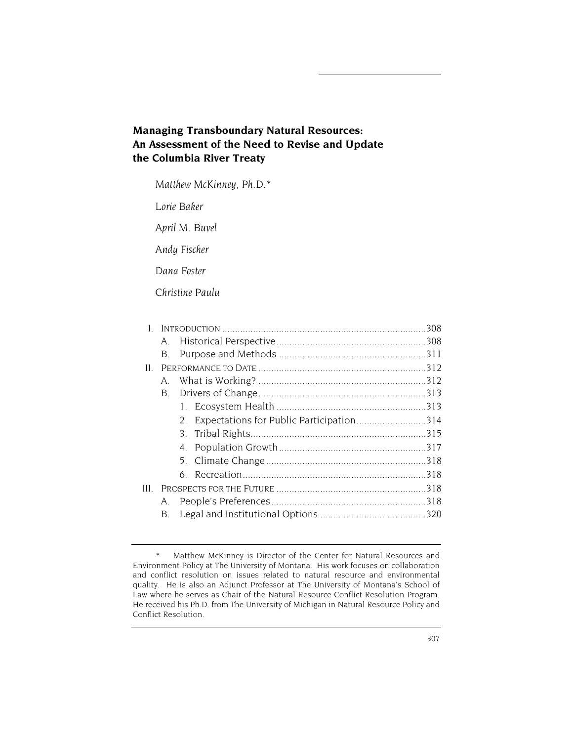# Managing Transboundary Natural Resources: An Assessment of the Need to Revise and Update the Columbia River Treaty

*Matthew McKinney, Ph.D.\**

*Lorie Baker*

*April M. Buvel*

*Andy Fischer*

*Dana Foster*

*Christine Paulu*

I. INTRODUCTION .......... 308
   A. Historical Perspective .......... 308
   B. Purpose and Methods .......... 311
II. PERFORMANCE TO DATE .......... 312
   A. What is Working? .......... 312
   B. Drivers of Change .......... 313
      1. Ecosystem Health .......... 313
      2. Expectations for Public Participation .......... 314
      3. Tribal Rights .......... 315
      4. Population Growth .......... 317
      5. Climate Change .......... 318
      6. Recreation .......... 318
III. PROSPECTS FOR THE FUTURE .......... 318
   A. People's Preferences .......... 318
   B. Legal and Institutional Options .......... 320

---

\* Matthew McKinney is Director of the Center for Natural Resources and Environment Policy at The University of Montana. His work focuses on collaboration and conflict resolution on issues related to natural resource and environmental quality. He is also an Adjunct Professor at The University of Montana's School of Law where he serves as Chair of the Natural Resource Conflict Resolution Program. He received his Ph.D. from The University of Michigan in Natural Resource Policy and Conflict Resolution.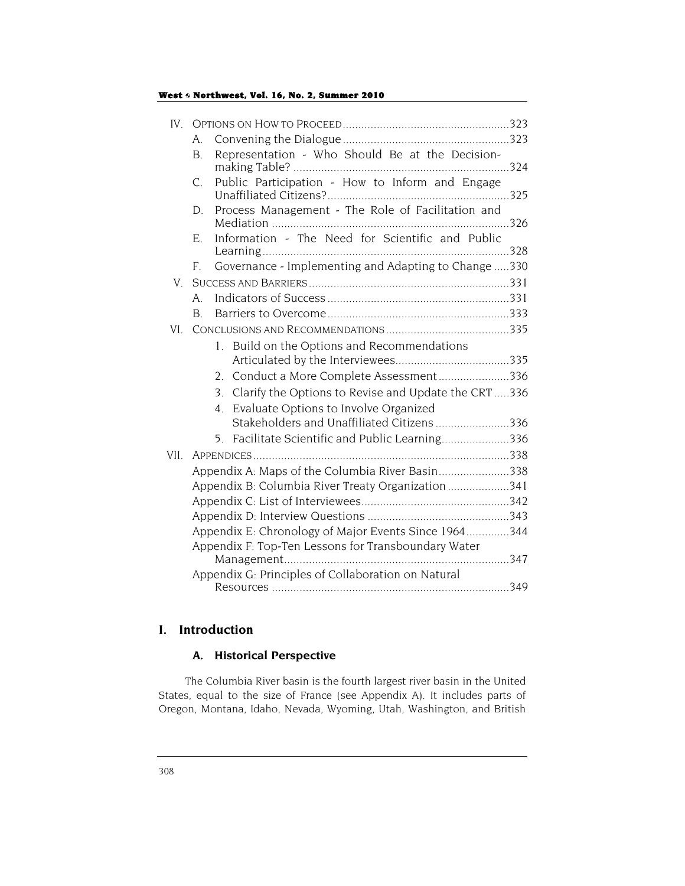IV. OPTIONS ON HOW TO PROCEED ...................................................... 323
   A. Convening the Dialogue ...................................................... 323
   B. Representation - Who Should Be at the Decision-making Table? ...................................................... 324
   C. Public Participation - How to Inform and Engage Unaffiliated Citizens? ...................................................... 325
   D. Process Management - The Role of Facilitation and Mediation ...................................................... 326
   E. Information - The Need for Scientific and Public Learning ...................................................... 328
   F. Governance - Implementing and Adapting to Change ..... 330

V. SUCCESS AND BARRIERS ...................................................... 331
   A. Indicators of Success ...................................................... 331
   B. Barriers to Overcome ...................................................... 333

VI. CONCLUSIONS AND RECOMMENDATIONS ...................................................... 335
   1. Build on the Options and Recommendations Articulated by the Interviewees ...................................................... 335
   2. Conduct a More Complete Assessment ...................................................... 336
   3. Clarify the Options to Revise and Update the CRT ..... 336
   4. Evaluate Options to Involve Organized Stakeholders and Unaffiliated Citizens ...................................................... 336
   5. Facilitate Scientific and Public Learning ...................................................... 336

VII. APPENDICES ...................................................... 338
   Appendix A: Maps of the Columbia River Basin ...................................................... 338
   Appendix B: Columbia River Treaty Organization ...................................................... 341
   Appendix C: List of Interviewees ...................................................... 342
   Appendix D: Interview Questions ...................................................... 343
   Appendix E: Chronology of Major Events Since 1964 ...................................................... 344
   Appendix F: Top-Ten Lessons for Transboundary Water Management ...................................................... 347
   Appendix G: Principles of Collaboration on Natural Resources ...................................................... 349

# I. Introduction

## A. Historical Perspective

The Columbia River basin is the fourth largest river basin in the United States, equal to the size of France (see Appendix A). It includes parts of Oregon, Montana, Idaho, Nevada, Wyoming, Utah, Washington, and British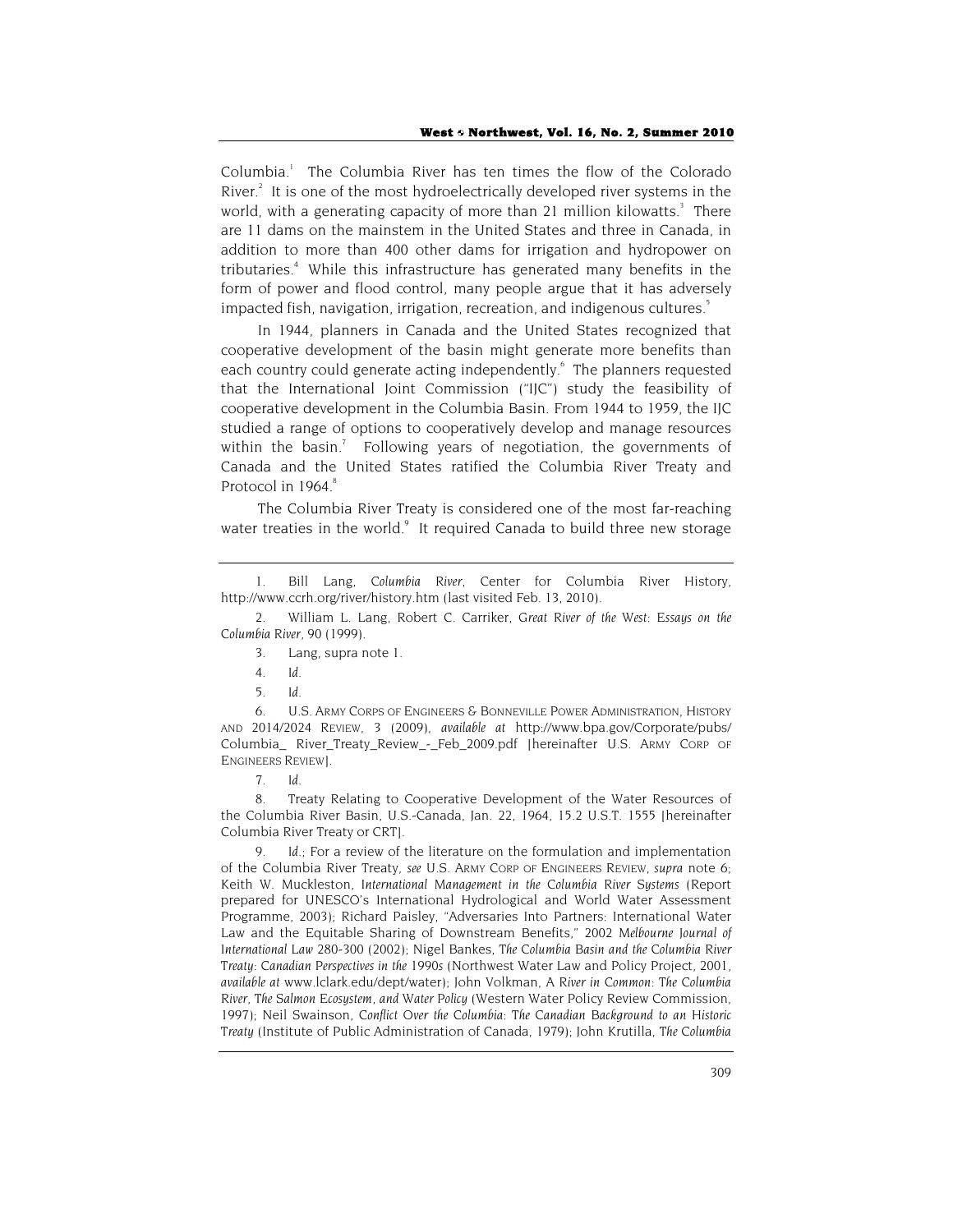Columbia.[1] The Columbia River has ten times the flow of the Colorado River.[2] It is one of the most hydroelectrically developed river systems in the world, with a generating capacity of more than 21 million kilowatts.[3] There are 11 dams on the mainstem in the United States and three in Canada, in addition to more than 400 other dams for irrigation and hydropower on tributaries.[4] While this infrastructure has generated many benefits in the form of power and flood control, many people argue that it has adversely impacted fish, navigation, irrigation, recreation, and indigenous cultures.[5]

In 1944, planners in Canada and the United States recognized that cooperative development of the basin might generate more benefits than each country could generate acting independently.[6] The planners requested that the International Joint Commission ("IJC") study the feasibility of cooperative development in the Columbia Basin. From 1944 to 1959, the IJC studied a range of options to cooperatively develop and manage resources within the basin.[7] Following years of negotiation, the governments of Canada and the United States ratified the Columbia River Treaty and Protocol in 1964.[8]

The Columbia River Treaty is considered one of the most far-reaching water treaties in the world.[9] It required Canada to build three new storage

---

1. Bill Lang, *Columbia River*, Center for Columbia River History, http://www.ccrh.org/river/history.htm (last visited Feb. 13, 2010).

2. William L. Lang, Robert C. Carriker, *Great River of the West: Essays on the Columbia River*, 90 (1999).

3. Lang, supra note 1.

4. *Id*.

5. *Id*.

6. U.S. ARMY CORPS OF ENGINEERS & BONNEVILLE POWER ADMINISTRATION, HISTORY AND 2014/2024 REVIEW, 3 (2009), *available at* http://www.bpa.gov/Corporate/pubs/Columbia_ River_Treaty_Review_-_Feb_2009.pdf [hereinafter U.S. ARMY CORP OF ENGINEERS REVIEW].

7. *Id*.

8. Treaty Relating to Cooperative Development of the Water Resources of the Columbia River Basin, U.S.-Canada, Jan. 22, 1964, 15.2 U.S.T. 1555 [hereinafter Columbia River Treaty or CRT].

9. *Id*.; For a review of the literature on the formulation and implementation of the Columbia River Treaty, *see* U.S. ARMY CORP OF ENGINEERS REVIEW, *supra* note 6; Keith W. Muckleston, *International Management in the Columbia River Systems* (Report prepared for UNESCO's International Hydrological and World Water Assessment Programme, 2003); Richard Paisley, "Adversaries Into Partners: International Water Law and the Equitable Sharing of Downstream Benefits," 2002 *Melbourne Journal of International Law* 280-300 (2002); Nigel Bankes, *The Columbia Basin and the Columbia River Treaty: Canadian Perspectives in the 1990s* (Northwest Water Law and Policy Project, 2001, *available at* www.lclark.edu/dept/water); John Volkman, *A River in Common: The Columbia River, The Salmon Ecosystem, and Water Policy* (Western Water Policy Review Commission, 1997); Neil Swainson, *Conflict Over the Columbia: The Canadian Background to an Historic Treaty* (Institute of Public Administration of Canada, 1979); John Krutilla, *The Columbia*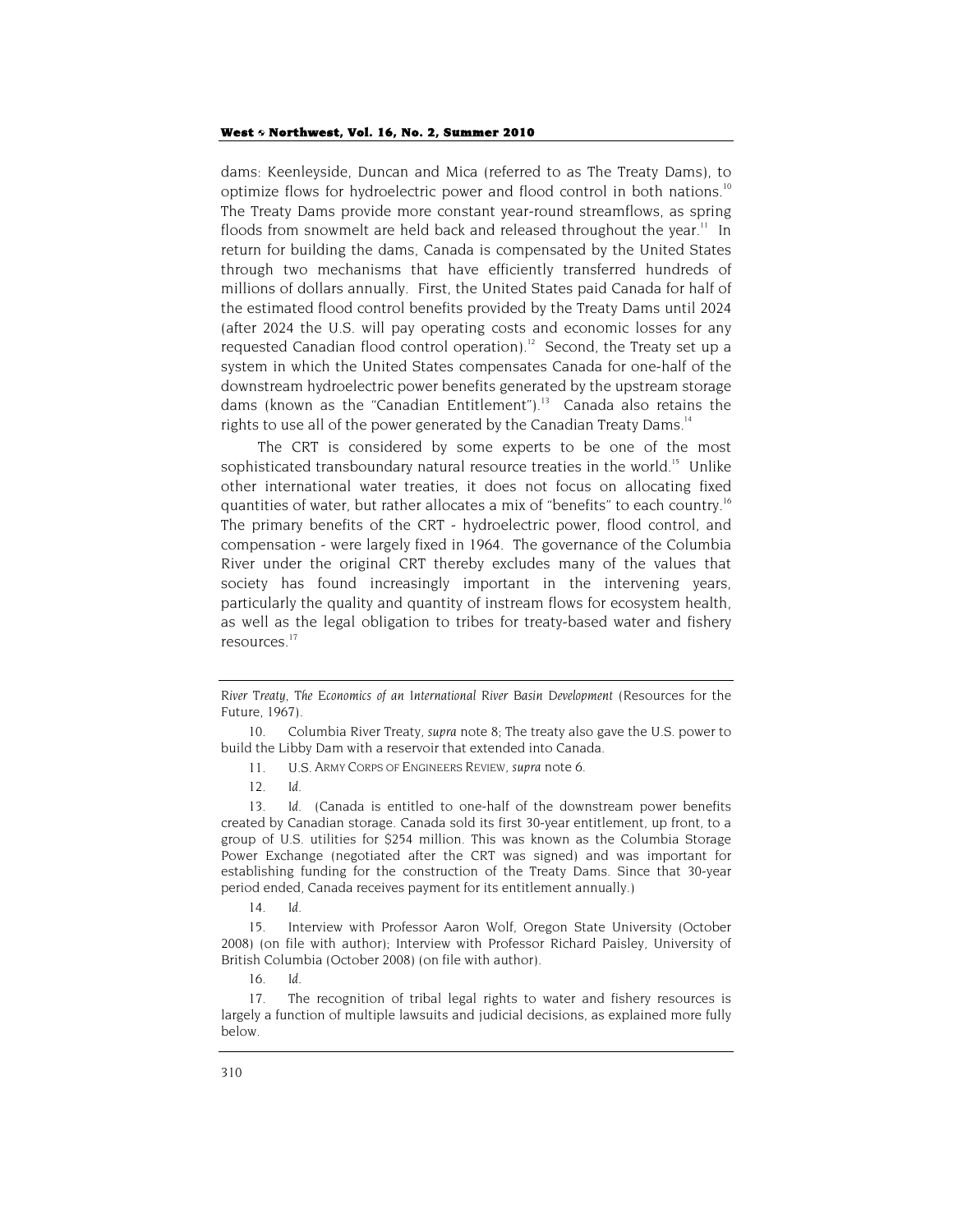dams: Keenleyside, Duncan and Mica (referred to as The Treaty Dams), to optimize flows for hydroelectric power and flood control in both nations.[10] The Treaty Dams provide more constant year-round streamflows, as spring floods from snowmelt are held back and released throughout the year.[11] In return for building the dams, Canada is compensated by the United States through two mechanisms that have efficiently transferred hundreds of millions of dollars annually. First, the United States paid Canada for half of the estimated flood control benefits provided by the Treaty Dams until 2024 (after 2024 the U.S. will pay operating costs and economic losses for any requested Canadian flood control operation).[12] Second, the Treaty set up a system in which the United States compensates Canada for one-half of the downstream hydroelectric power benefits generated by the upstream storage dams (known as the "Canadian Entitlement").[13] Canada also retains the rights to use all of the power generated by the Canadian Treaty Dams.[14]

The CRT is considered by some experts to be one of the most sophisticated transboundary natural resource treaties in the world.[15] Unlike other international water treaties, it does not focus on allocating fixed quantities of water, but rather allocates a mix of "benefits" to each country.[16] The primary benefits of the CRT - hydroelectric power, flood control, and compensation - were largely fixed in 1964. The governance of the Columbia River under the original CRT thereby excludes many of the values that society has found increasingly important in the intervening years, particularly the quality and quantity of instream flows for ecosystem health, as well as the legal obligation to tribes for treaty-based water and fishery resources.[17]

---

*River Treaty, The Economics of an International River Basin Development* (Resources for the Future, 1967).

10. Columbia River Treaty, *supra* note 8; The treaty also gave the U.S. power to build the Libby Dam with a reservoir that extended into Canada.

11. U.S. ARMY CORPS OF ENGINEERS REVIEW, *supra* note 6.

12. *Id.*

13. *Id.* (Canada is entitled to one-half of the downstream power benefits created by Canadian storage. Canada sold its first 30-year entitlement, up front, to a group of U.S. utilities for $254 million. This was known as the Columbia Storage Power Exchange (negotiated after the CRT was signed) and was important for establishing funding for the construction of the Treaty Dams. Since that 30-year period ended, Canada receives payment for its entitlement annually.)

14. *Id.*

15. Interview with Professor Aaron Wolf, Oregon State University (October 2008) (on file with author); Interview with Professor Richard Paisley, University of British Columbia (October 2008) (on file with author).

16. *Id.*

17. The recognition of tribal legal rights to water and fishery resources is largely a function of multiple lawsuits and judicial decisions, as explained more fully below.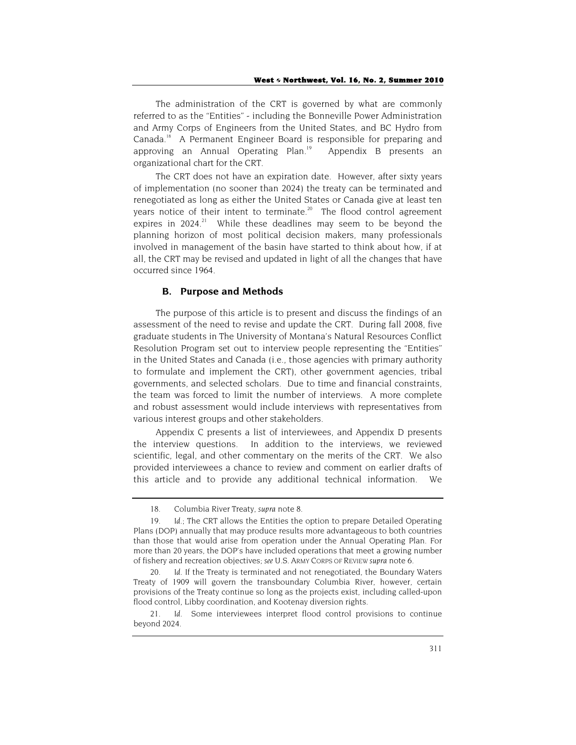The administration of the CRT is governed by what are commonly referred to as the "Entities" - including the Bonneville Power Administration and Army Corps of Engineers from the United States, and BC Hydro from Canada.[18] A Permanent Engineer Board is responsible for preparing and approving an Annual Operating Plan.[19] Appendix B presents an organizational chart for the CRT.

The CRT does not have an expiration date. However, after sixty years of implementation (no sooner than 2024) the treaty can be terminated and renegotiated as long as either the United States or Canada give at least ten years notice of their intent to terminate.[20] The flood control agreement expires in 2024.[21] While these deadlines may seem to be beyond the planning horizon of most political decision makers, many professionals involved in management of the basin have started to think about how, if at all, the CRT may be revised and updated in light of all the changes that have occurred since 1964.

### B. Purpose and Methods

The purpose of this article is to present and discuss the findings of an assessment of the need to revise and update the CRT. During fall 2008, five graduate students in The University of Montana's Natural Resources Conflict Resolution Program set out to interview people representing the "Entities" in the United States and Canada (i.e., those agencies with primary authority to formulate and implement the CRT), other government agencies, tribal governments, and selected scholars. Due to time and financial constraints, the team was forced to limit the number of interviews. A more complete and robust assessment would include interviews with representatives from various interest groups and other stakeholders.

Appendix C presents a list of interviewees, and Appendix D presents the interview questions. In addition to the interviews, we reviewed scientific, legal, and other commentary on the merits of the CRT. We also provided interviewees a chance to review and comment on earlier drafts of this article and to provide any additional technical information. We

---

18. Columbia River Treaty, *supra* note 8.

19. *Id.*; The CRT allows the Entities the option to prepare Detailed Operating Plans (DOP) annually that may produce results more advantageous to both countries than those that would arise from operation under the Annual Operating Plan. For more than 20 years, the DOP's have included operations that meet a growing number of fishery and recreation objectives; *see* U.S. ARMY CORPS OF REVIEW *supra* note 6.

20. *Id.* If the Treaty is terminated and not renegotiated, the Boundary Waters Treaty of 1909 will govern the transboundary Columbia River, however, certain provisions of the Treaty continue so long as the projects exist, including called-upon flood control, Libby coordination, and Kootenay diversion rights.

21. *Id.* Some interviewees interpret flood control provisions to continue beyond 2024.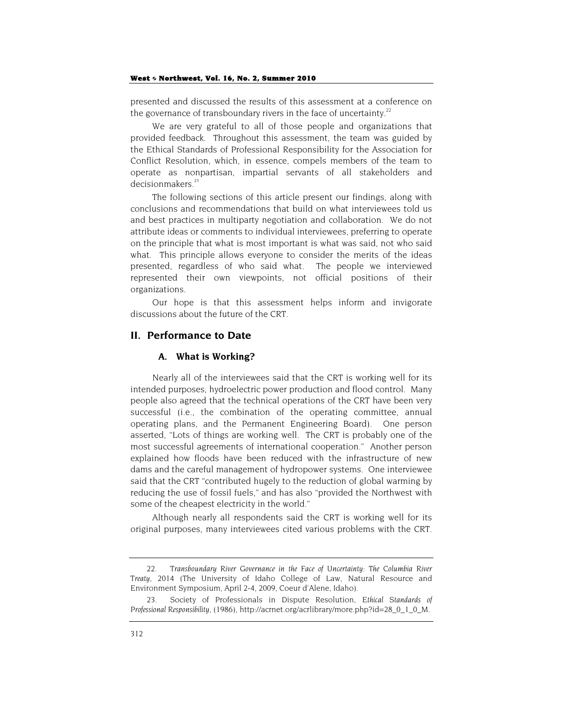presented and discussed the results of this assessment at a conference on the governance of transboundary rivers in the face of uncertainty.[22]

We are very grateful to all of those people and organizations that provided feedback. Throughout this assessment, the team was guided by the Ethical Standards of Professional Responsibility for the Association for Conflict Resolution, which, in essence, compels members of the team to operate as nonpartisan, impartial servants of all stakeholders and decisionmakers.[23]

The following sections of this article present our findings, along with conclusions and recommendations that build on what interviewees told us and best practices in multiparty negotiation and collaboration. We do not attribute ideas or comments to individual interviewees, preferring to operate on the principle that what is most important is what was said, not who said what. This principle allows everyone to consider the merits of the ideas presented, regardless of who said what. The people we interviewed represented their own viewpoints, not official positions of their organizations.

Our hope is that this assessment helps inform and invigorate discussions about the future of the CRT.

## II. Performance to Date

### A. What is Working?

Nearly all of the interviewees said that the CRT is working well for its intended purposes, hydroelectric power production and flood control. Many people also agreed that the technical operations of the CRT have been very successful (i.e., the combination of the operating committee, annual operating plans, and the Permanent Engineering Board). One person asserted, "Lots of things are working well. The CRT is probably one of the most successful agreements of international cooperation." Another person explained how floods have been reduced with the infrastructure of new dams and the careful management of hydropower systems. One interviewee said that the CRT "contributed hugely to the reduction of global warming by reducing the use of fossil fuels," and has also "provided the Northwest with some of the cheapest electricity in the world."

Although nearly all respondents said the CRT is working well for its original purposes, many interviewees cited various problems with the CRT.

---

22. *Transboundary River Governance in the Face of Uncertainty: The Columbia River Treaty, 2014* (The University of Idaho College of Law, Natural Resource and Environment Symposium, April 2-4, 2009, Coeur d'Alene, Idaho).

23. Society of Professionals in Dispute Resolution, *Ethical Standards of Professional Responsibility*, (1986), http://acrnet.org/acrlibrary/more.php?id=28_0_1_0_M.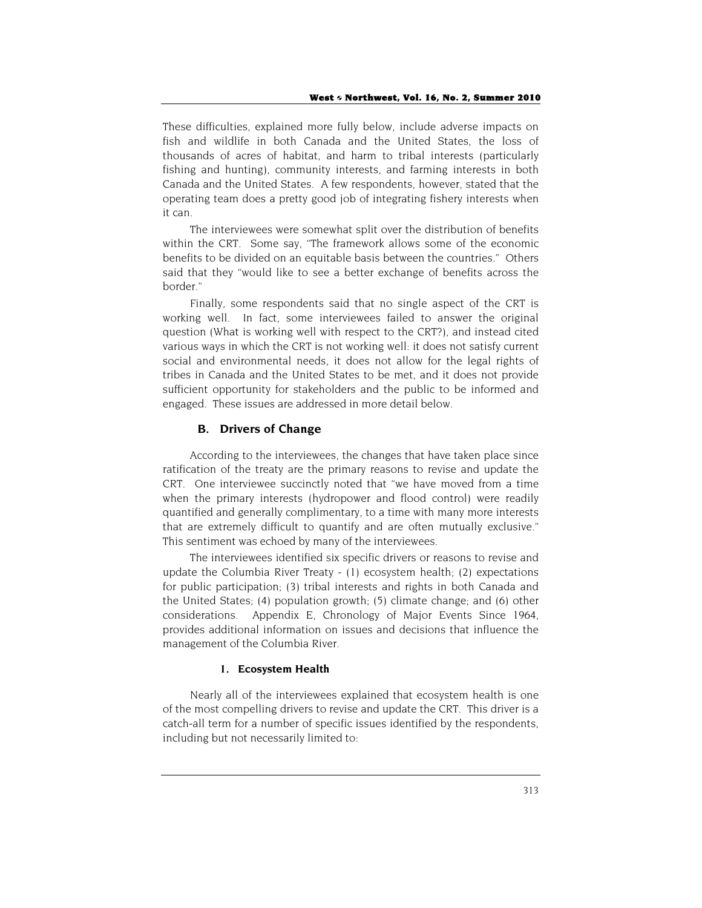These difficulties, explained more fully below, include adverse impacts on fish and wildlife in both Canada and the United States, the loss of thousands of acres of habitat, and harm to tribal interests (particularly fishing and hunting), community interests, and farming interests in both Canada and the United States. A few respondents, however, stated that the operating team does a pretty good job of integrating fishery interests when it can.

The interviewees were somewhat split over the distribution of benefits within the CRT. Some say, "The framework allows some of the economic benefits to be divided on an equitable basis between the countries." Others said that they "would like to see a better exchange of benefits across the border."

Finally, some respondents said that no single aspect of the CRT is working well. In fact, some interviewees failed to answer the original question (What is working well with respect to the CRT?), and instead cited various ways in which the CRT is not working well: it does not satisfy current social and environmental needs, it does not allow for the legal rights of tribes in Canada and the United States to be met, and it does not provide sufficient opportunity for stakeholders and the public to be informed and engaged. These issues are addressed in more detail below.

## B. Drivers of Change

According to the interviewees, the changes that have taken place since ratification of the treaty are the primary reasons to revise and update the CRT. One interviewee succinctly noted that "we have moved from a time when the primary interests (hydropower and flood control) were readily quantified and generally complimentary, to a time with many more interests that are extremely difficult to quantify and are often mutually exclusive." This sentiment was echoed by many of the interviewees.

The interviewees identified six specific drivers or reasons to revise and update the Columbia River Treaty - (1) ecosystem health; (2) expectations for public participation; (3) tribal interests and rights in both Canada and the United States; (4) population growth; (5) climate change; and (6) other considerations. Appendix E, Chronology of Major Events Since 1964, provides additional information on issues and decisions that influence the management of the Columbia River.

### 1. Ecosystem Health

Nearly all of the interviewees explained that ecosystem health is one of the most compelling drivers to revise and update the CRT. This driver is a catch-all term for a number of specific issues identified by the respondents, including but not necessarily limited to: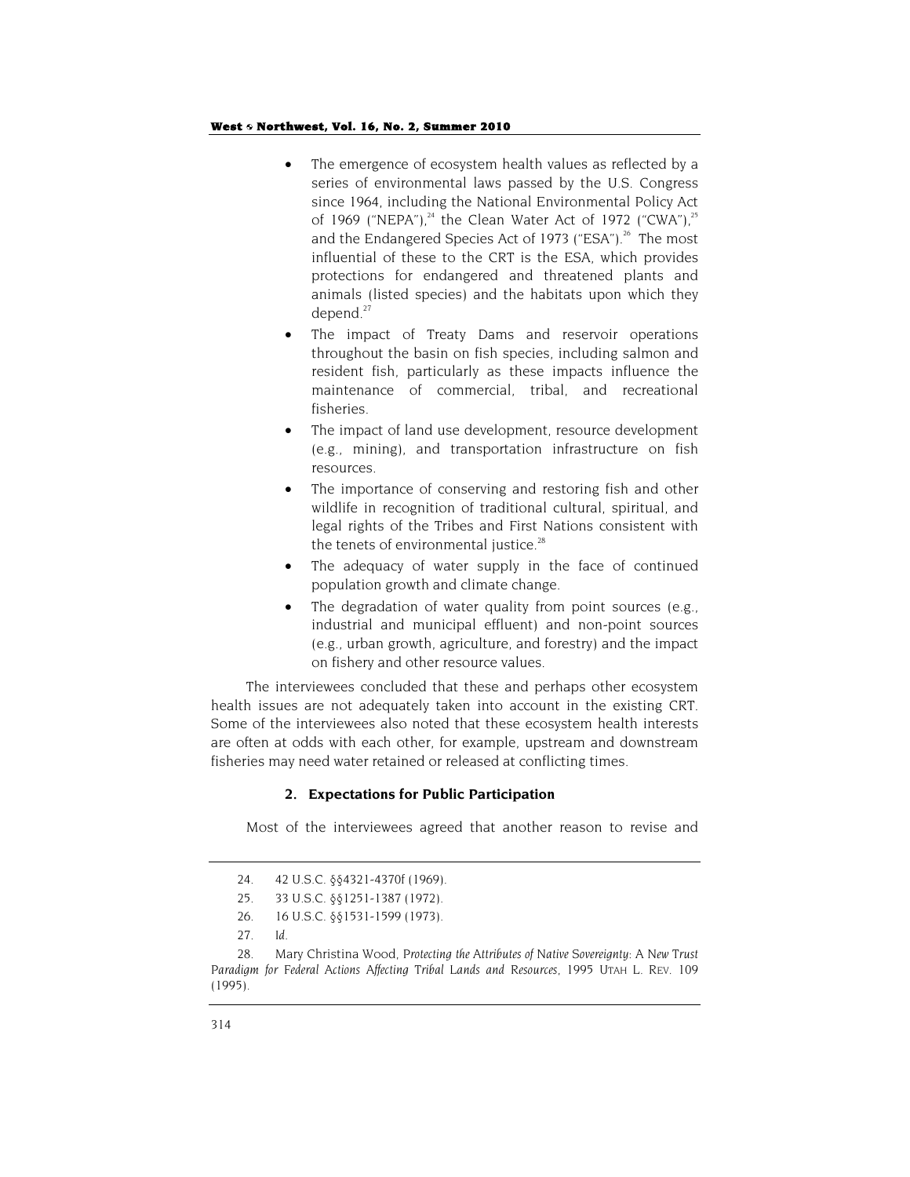- The emergence of ecosystem health values as reflected by a series of environmental laws passed by the U.S. Congress since 1964, including the National Environmental Policy Act of 1969 ("NEPA"),[24] the Clean Water Act of 1972 ("CWA"),[25] and the Endangered Species Act of 1973 ("ESA").[26] The most influential of these to the CRT is the ESA, which provides protections for endangered and threatened plants and animals (listed species) and the habitats upon which they depend.[27]
- The impact of Treaty Dams and reservoir operations throughout the basin on fish species, including salmon and resident fish, particularly as these impacts influence the maintenance of commercial, tribal, and recreational fisheries.
- The impact of land use development, resource development (e.g., mining), and transportation infrastructure on fish resources.
- The importance of conserving and restoring fish and other wildlife in recognition of traditional cultural, spiritual, and legal rights of the Tribes and First Nations consistent with the tenets of environmental justice.[28]
- The adequacy of water supply in the face of continued population growth and climate change.
- The degradation of water quality from point sources (e.g., industrial and municipal effluent) and non-point sources (e.g., urban growth, agriculture, and forestry) and the impact on fishery and other resource values.

The interviewees concluded that these and perhaps other ecosystem health issues are not adequately taken into account in the existing CRT. Some of the interviewees also noted that these ecosystem health interests are often at odds with each other, for example, upstream and downstream fisheries may need water retained or released at conflicting times.

### 2. Expectations for Public Participation

Most of the interviewees agreed that another reason to revise and

---

24. 42 U.S.C. §§4321-4370f (1969).

25. 33 U.S.C. §§1251-1387 (1972).

26. 16 U.S.C. §§1531-1599 (1973).

27. *Id.*

28. Mary Christina Wood, *Protecting the Attributes of Native Sovereignty: A New Trust Paradigm for Federal Actions Affecting Tribal Lands and Resources*, 1995 UTAH L. REV. 109 (1995).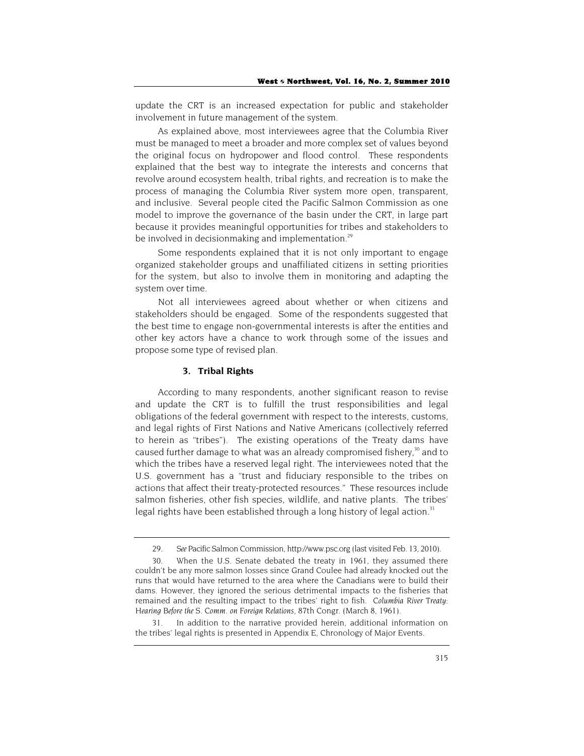update the CRT is an increased expectation for public and stakeholder involvement in future management of the system.

As explained above, most interviewees agree that the Columbia River must be managed to meet a broader and more complex set of values beyond the original focus on hydropower and flood control. These respondents explained that the best way to integrate the interests and concerns that revolve around ecosystem health, tribal rights, and recreation is to make the process of managing the Columbia River system more open, transparent, and inclusive. Several people cited the Pacific Salmon Commission as one model to improve the governance of the basin under the CRT, in large part because it provides meaningful opportunities for tribes and stakeholders to be involved in decisionmaking and implementation.[29]

Some respondents explained that it is not only important to engage organized stakeholder groups and unaffiliated citizens in setting priorities for the system, but also to involve them in monitoring and adapting the system over time.

Not all interviewees agreed about whether or when citizens and stakeholders should be engaged. Some of the respondents suggested that the best time to engage non-governmental interests is after the entities and other key actors have a chance to work through some of the issues and propose some type of revised plan.

### 3. Tribal Rights

According to many respondents, another significant reason to revise and update the CRT is to fulfill the trust responsibilities and legal obligations of the federal government with respect to the interests, customs, and legal rights of First Nations and Native Americans (collectively referred to herein as "tribes"). The existing operations of the Treaty dams have caused further damage to what was an already compromised fishery,[30] and to which the tribes have a reserved legal right. The interviewees noted that the U.S. government has a "trust and fiduciary responsible to the tribes on actions that affect their treaty-protected resources." These resources include salmon fisheries, other fish species, wildlife, and native plants. The tribes' legal rights have been established through a long history of legal action.[31]

---

29. *See* Pacific Salmon Commission, http://www.psc.org (last visited Feb. 13, 2010).

30. When the U.S. Senate debated the treaty in 1961, they assumed there couldn't be any more salmon losses since Grand Coulee had already knocked out the runs that would have returned to the area where the Canadians were to build their dams. However, they ignored the serious detrimental impacts to the fisheries that remained and the resulting impact to the tribes' right to fish. *Columbia River Treaty: Hearing Before the S. Comm. on Foreign Relations*, 87th Congr. (March 8, 1961).

31. In addition to the narrative provided herein, additional information on the tribes' legal rights is presented in Appendix E, Chronology of Major Events.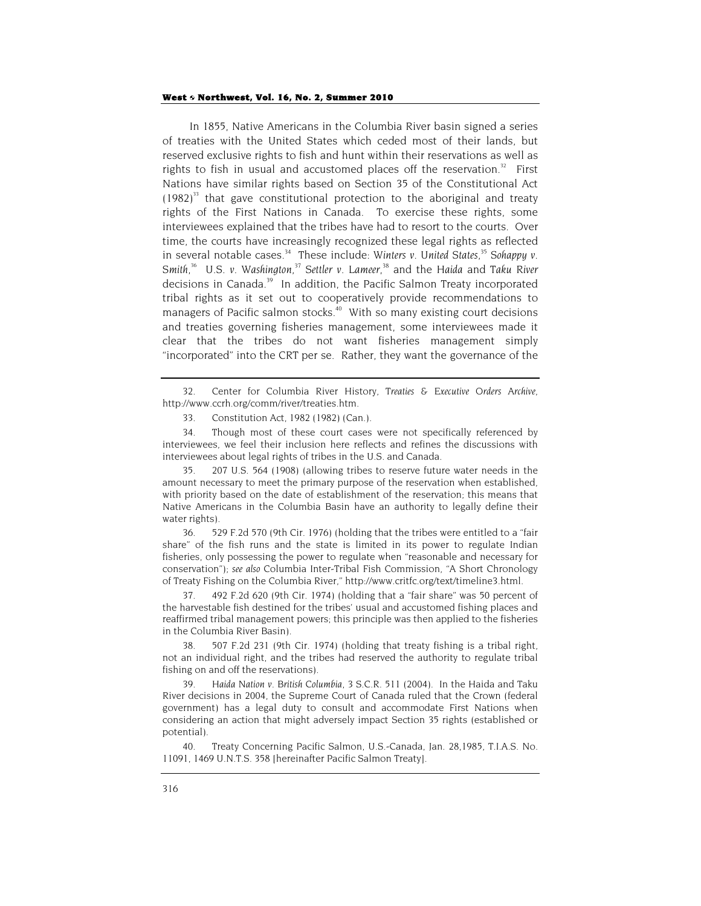In 1855, Native Americans in the Columbia River basin signed a series of treaties with the United States which ceded most of their lands, but reserved exclusive rights to fish and hunt within their reservations as well as rights to fish in usual and accustomed places off the reservation.[32] First Nations have similar rights based on Section 35 of the Constitutional Act (1982)[33] that gave constitutional protection to the aboriginal and treaty rights of the First Nations in Canada. To exercise these rights, some interviewees explained that the tribes have had to resort to the courts. Over time, the courts have increasingly recognized these legal rights as reflected in several notable cases.[34] These include: *Winters v. United States*,[35] *Sohappy v. Smith*,[36] U.S. *v. Washington*,[37] *Settler v. Lameer*,[38] and the *Haida* and *Taku River* decisions in Canada.[39] In addition, the Pacific Salmon Treaty incorporated tribal rights as it set out to cooperatively provide recommendations to managers of Pacific salmon stocks.[40] With so many existing court decisions and treaties governing fisheries management, some interviewees made it clear that the tribes do not want fisheries management simply "incorporated" into the CRT per se. Rather, they want the governance of the

---

32. Center for Columbia River History, *Treaties & Executive Orders Archive*, http://www.ccrh.org/comm/river/treaties.htm.

33. Constitution Act, 1982 (1982) (Can.).

34. Though most of these court cases were not specifically referenced by interviewees, we feel their inclusion here reflects and refines the discussions with interviewees about legal rights of tribes in the U.S. and Canada.

35. 207 U.S. 564 (1908) (allowing tribes to reserve future water needs in the amount necessary to meet the primary purpose of the reservation when established, with priority based on the date of establishment of the reservation; this means that Native Americans in the Columbia Basin have an authority to legally define their water rights).

36. 529 F.2d 570 (9th Cir. 1976) (holding that the tribes were entitled to a "fair share" of the fish runs and the state is limited in its power to regulate Indian fisheries, only possessing the power to regulate when "reasonable and necessary for conservation"); *see also* Columbia Inter-Tribal Fish Commission, "A Short Chronology of Treaty Fishing on the Columbia River," http://www.critfc.org/text/timeline3.html.

37. 492 F.2d 620 (9th Cir. 1974) (holding that a "fair share" was 50 percent of the harvestable fish destined for the tribes' usual and accustomed fishing places and reaffirmed tribal management powers; this principle was then applied to the fisheries in the Columbia River Basin).

38. 507 F.2d 231 (9th Cir. 1974) (holding that treaty fishing is a tribal right, not an individual right, and the tribes had reserved the authority to regulate tribal fishing on and off the reservations).

39. *Haida Nation v. British Columbia*, 3 S.C.R. 511 (2004). In the Haida and Taku River decisions in 2004, the Supreme Court of Canada ruled that the Crown (federal government) has a legal duty to consult and accommodate First Nations when considering an action that might adversely impact Section 35 rights (established or potential).

40. Treaty Concerning Pacific Salmon, U.S.-Canada, Jan. 28,1985, T.I.A.S. No. 11091, 1469 U.N.T.S. 358 [hereinafter Pacific Salmon Treaty].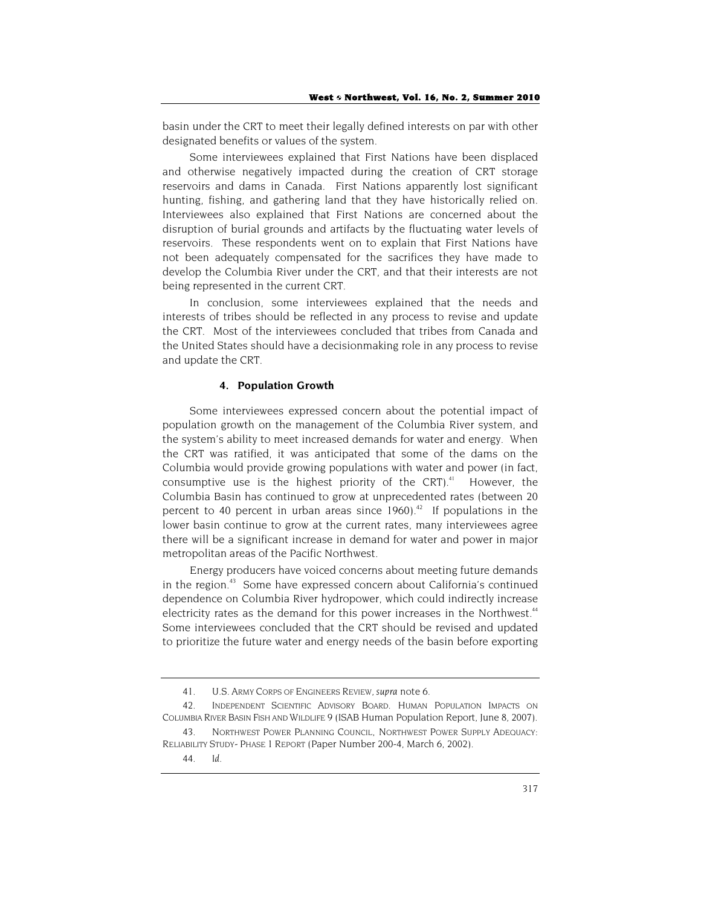basin under the CRT to meet their legally defined interests on par with other designated benefits or values of the system.

Some interviewees explained that First Nations have been displaced and otherwise negatively impacted during the creation of CRT storage reservoirs and dams in Canada. First Nations apparently lost significant hunting, fishing, and gathering land that they have historically relied on. Interviewees also explained that First Nations are concerned about the disruption of burial grounds and artifacts by the fluctuating water levels of reservoirs. These respondents went on to explain that First Nations have not been adequately compensated for the sacrifices they have made to develop the Columbia River under the CRT, and that their interests are not being represented in the current CRT.

In conclusion, some interviewees explained that the needs and interests of tribes should be reflected in any process to revise and update the CRT. Most of the interviewees concluded that tribes from Canada and the United States should have a decisionmaking role in any process to revise and update the CRT.

#### 4. Population Growth

Some interviewees expressed concern about the potential impact of population growth on the management of the Columbia River system, and the system's ability to meet increased demands for water and energy. When the CRT was ratified, it was anticipated that some of the dams on the Columbia would provide growing populations with water and power (in fact, consumptive use is the highest priority of the CRT).[41] However, the Columbia Basin has continued to grow at unprecedented rates (between 20 percent to 40 percent in urban areas since 1960).[42] If populations in the lower basin continue to grow at the current rates, many interviewees agree there will be a significant increase in demand for water and power in major metropolitan areas of the Pacific Northwest.

Energy producers have voiced concerns about meeting future demands in the region.[43] Some have expressed concern about California's continued dependence on Columbia River hydropower, which could indirectly increase electricity rates as the demand for this power increases in the Northwest.[44] Some interviewees concluded that the CRT should be revised and updated to prioritize the future water and energy needs of the basin before exporting

---

41. U.S. ARMY CORPS OF ENGINEERS REVIEW, *supra* note 6.

42. INDEPENDENT SCIENTIFIC ADVISORY BOARD. HUMAN POPULATION IMPACTS ON COLUMBIA RIVER BASIN FISH AND WILDLIFE 9 (ISAB Human Population Report, June 8, 2007).

43. NORTHWEST POWER PLANNING COUNCIL, NORTHWEST POWER SUPPLY ADEQUACY: RELIABILITY STUDY- PHASE 1 REPORT (Paper Number 200-4, March 6, 2002).

44. *Id.*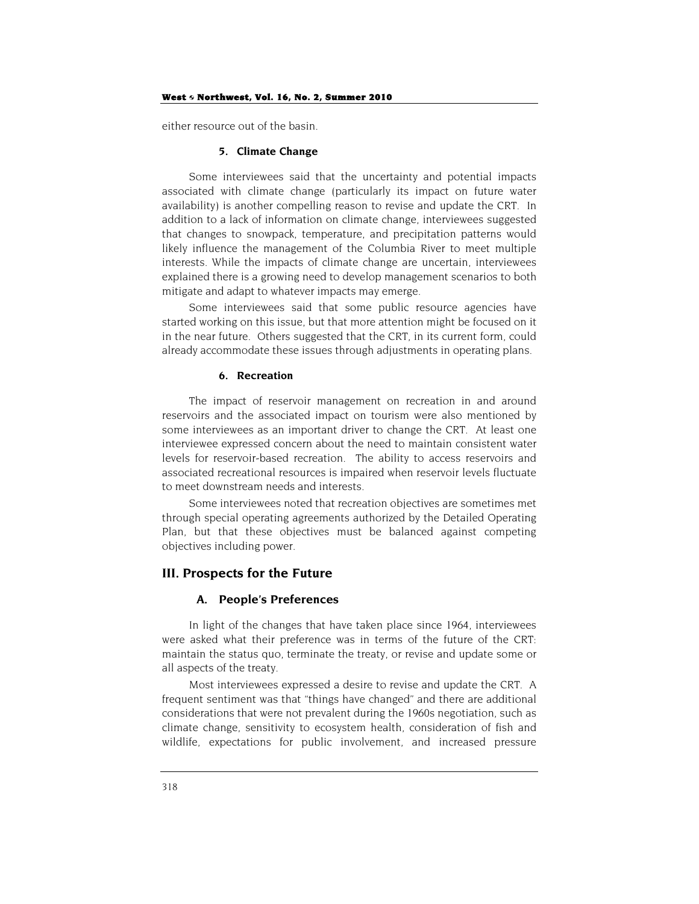either resource out of the basin.

#### 5. Climate Change

Some interviewees said that the uncertainty and potential impacts associated with climate change (particularly its impact on future water availability) is another compelling reason to revise and update the CRT. In addition to a lack of information on climate change, interviewees suggested that changes to snowpack, temperature, and precipitation patterns would likely influence the management of the Columbia River to meet multiple interests. While the impacts of climate change are uncertain, interviewees explained there is a growing need to develop management scenarios to both mitigate and adapt to whatever impacts may emerge.

Some interviewees said that some public resource agencies have started working on this issue, but that more attention might be focused on it in the near future. Others suggested that the CRT, in its current form, could already accommodate these issues through adjustments in operating plans.

#### 6. Recreation

The impact of reservoir management on recreation in and around reservoirs and the associated impact on tourism were also mentioned by some interviewees as an important driver to change the CRT. At least one interviewee expressed concern about the need to maintain consistent water levels for reservoir-based recreation. The ability to access reservoirs and associated recreational resources is impaired when reservoir levels fluctuate to meet downstream needs and interests.

Some interviewees noted that recreation objectives are sometimes met through special operating agreements authorized by the Detailed Operating Plan, but that these objectives must be balanced against competing objectives including power.

## III. Prospects for the Future

### A. People's Preferences

In light of the changes that have taken place since 1964, interviewees were asked what their preference was in terms of the future of the CRT: maintain the status quo, terminate the treaty, or revise and update some or all aspects of the treaty.

Most interviewees expressed a desire to revise and update the CRT. A frequent sentiment was that "things have changed" and there are additional considerations that were not prevalent during the 1960s negotiation, such as climate change, sensitivity to ecosystem health, consideration of fish and wildlife, expectations for public involvement, and increased pressure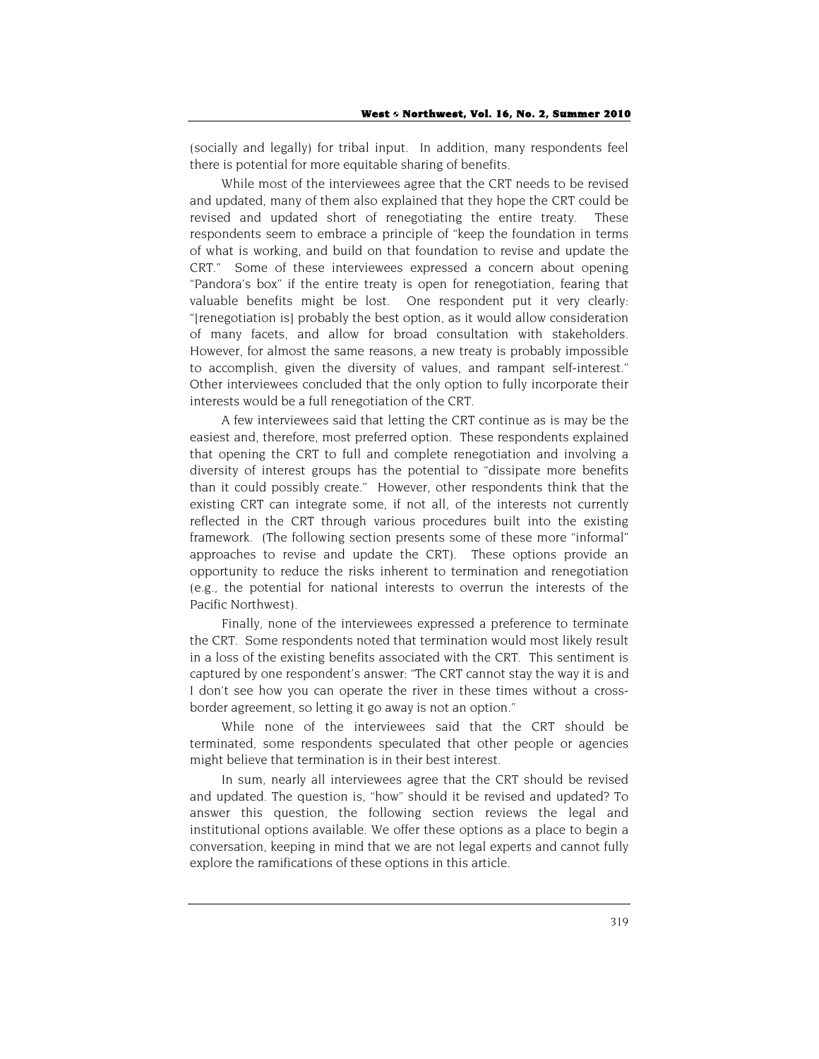(socially and legally) for tribal input. In addition, many respondents feel there is potential for more equitable sharing of benefits.

While most of the interviewees agree that the CRT needs to be revised and updated, many of them also explained that they hope the CRT could be revised and updated short of renegotiating the entire treaty. These respondents seem to embrace a principle of "keep the foundation in terms of what is working, and build on that foundation to revise and update the CRT." Some of these interviewees expressed a concern about opening "Pandora's box" if the entire treaty is open for renegotiation, fearing that valuable benefits might be lost. One respondent put it very clearly: "[renegotiation is] probably the best option, as it would allow consideration of many facets, and allow for broad consultation with stakeholders. However, for almost the same reasons, a new treaty is probably impossible to accomplish, given the diversity of values, and rampant self-interest." Other interviewees concluded that the only option to fully incorporate their interests would be a full renegotiation of the CRT.

A few interviewees said that letting the CRT continue as is may be the easiest and, therefore, most preferred option. These respondents explained that opening the CRT to full and complete renegotiation and involving a diversity of interest groups has the potential to "dissipate more benefits than it could possibly create." However, other respondents think that the existing CRT can integrate some, if not all, of the interests not currently reflected in the CRT through various procedures built into the existing framework. (The following section presents some of these more "informal" approaches to revise and update the CRT). These options provide an opportunity to reduce the risks inherent to termination and renegotiation (e.g., the potential for national interests to overrun the interests of the Pacific Northwest).

Finally, none of the interviewees expressed a preference to terminate the CRT. Some respondents noted that termination would most likely result in a loss of the existing benefits associated with the CRT. This sentiment is captured by one respondent's answer: "The CRT cannot stay the way it is and I don't see how you can operate the river in these times without a cross-border agreement, so letting it go away is not an option."

While none of the interviewees said that the CRT should be terminated, some respondents speculated that other people or agencies might believe that termination is in their best interest.

In sum, nearly all interviewees agree that the CRT should be revised and updated. The question is, "how" should it be revised and updated? To answer this question, the following section reviews the legal and institutional options available. We offer these options as a place to begin a conversation, keeping in mind that we are not legal experts and cannot fully explore the ramifications of these options in this article.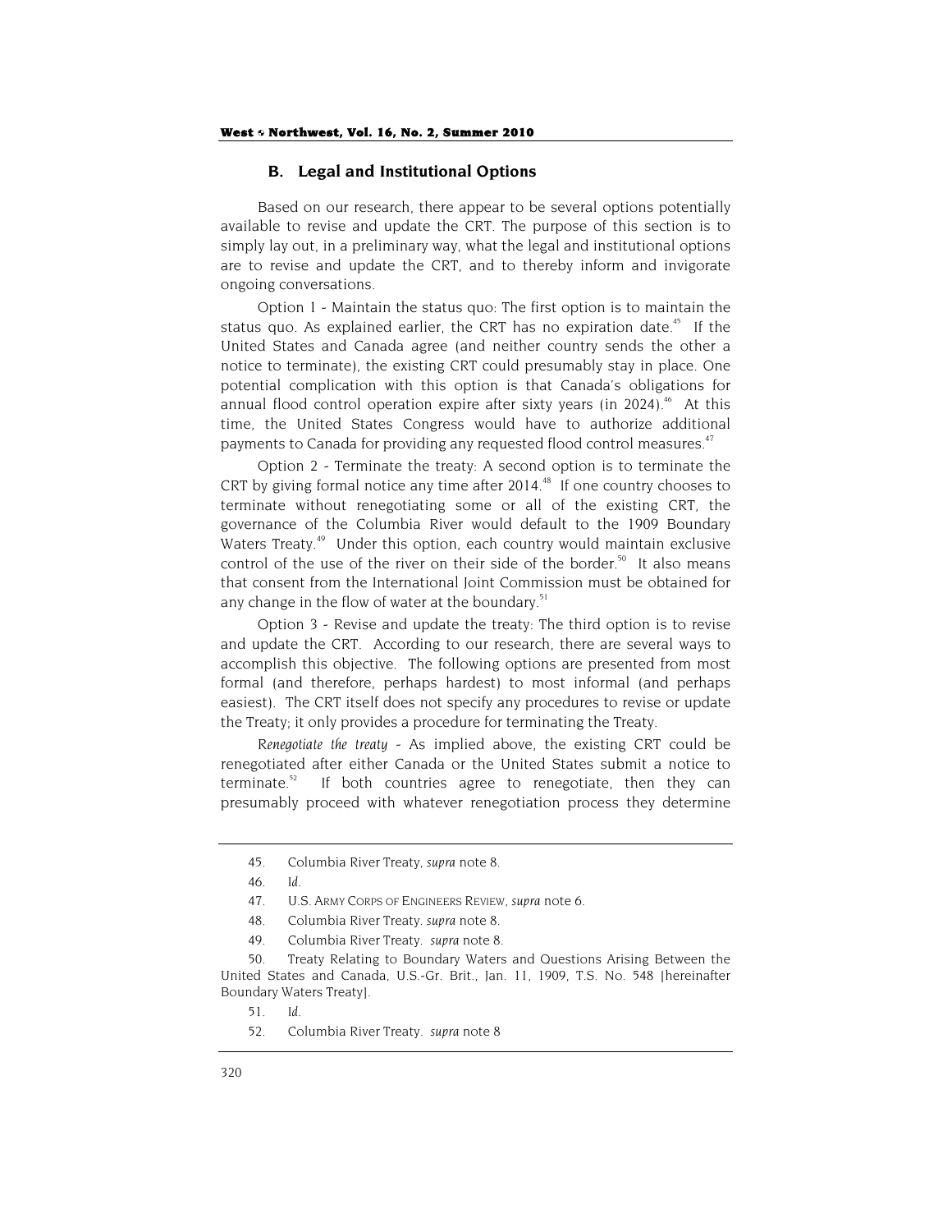### B. Legal and Institutional Options

Based on our research, there appear to be several options potentially available to revise and update the CRT. The purpose of this section is to simply lay out, in a preliminary way, what the legal and institutional options are to revise and update the CRT, and to thereby inform and invigorate ongoing conversations.

Option 1 - Maintain the status quo: The first option is to maintain the status quo. As explained earlier, the CRT has no expiration date.[45] If the United States and Canada agree (and neither country sends the other a notice to terminate), the existing CRT could presumably stay in place. One potential complication with this option is that Canada's obligations for annual flood control operation expire after sixty years (in 2024).[46] At this time, the United States Congress would have to authorize additional payments to Canada for providing any requested flood control measures.[47]

Option 2 - Terminate the treaty: A second option is to terminate the CRT by giving formal notice any time after 2014.[48] If one country chooses to terminate without renegotiating some or all of the existing CRT, the governance of the Columbia River would default to the 1909 Boundary Waters Treaty.[49] Under this option, each country would maintain exclusive control of the use of the river on their side of the border.[50] It also means that consent from the International Joint Commission must be obtained for any change in the flow of water at the boundary.[51]

Option 3 - Revise and update the treaty: The third option is to revise and update the CRT. According to our research, there are several ways to accomplish this objective. The following options are presented from most formal (and therefore, perhaps hardest) to most informal (and perhaps easiest). The CRT itself does not specify any procedures to revise or update the Treaty; it only provides a procedure for terminating the Treaty.

*Renegotiate the treaty* - As implied above, the existing CRT could be renegotiated after either Canada or the United States submit a notice to terminate.[52] If both countries agree to renegotiate, then they can presumably proceed with whatever renegotiation process they determine

---

45. Columbia River Treaty, *supra* note 8.

46. *Id.*

47. U.S. ARMY CORPS OF ENGINEERS REVIEW, *supra* note 6.

48. Columbia River Treaty. *supra* note 8.

49. Columbia River Treaty. *supra* note 8.

50. Treaty Relating to Boundary Waters and Questions Arising Between the United States and Canada, U.S.-Gr. Brit., Jan. 11, 1909, T.S. No. 548 [hereinafter Boundary Waters Treaty].

51. *Id.*

52. Columbia River Treaty. *supra* note 8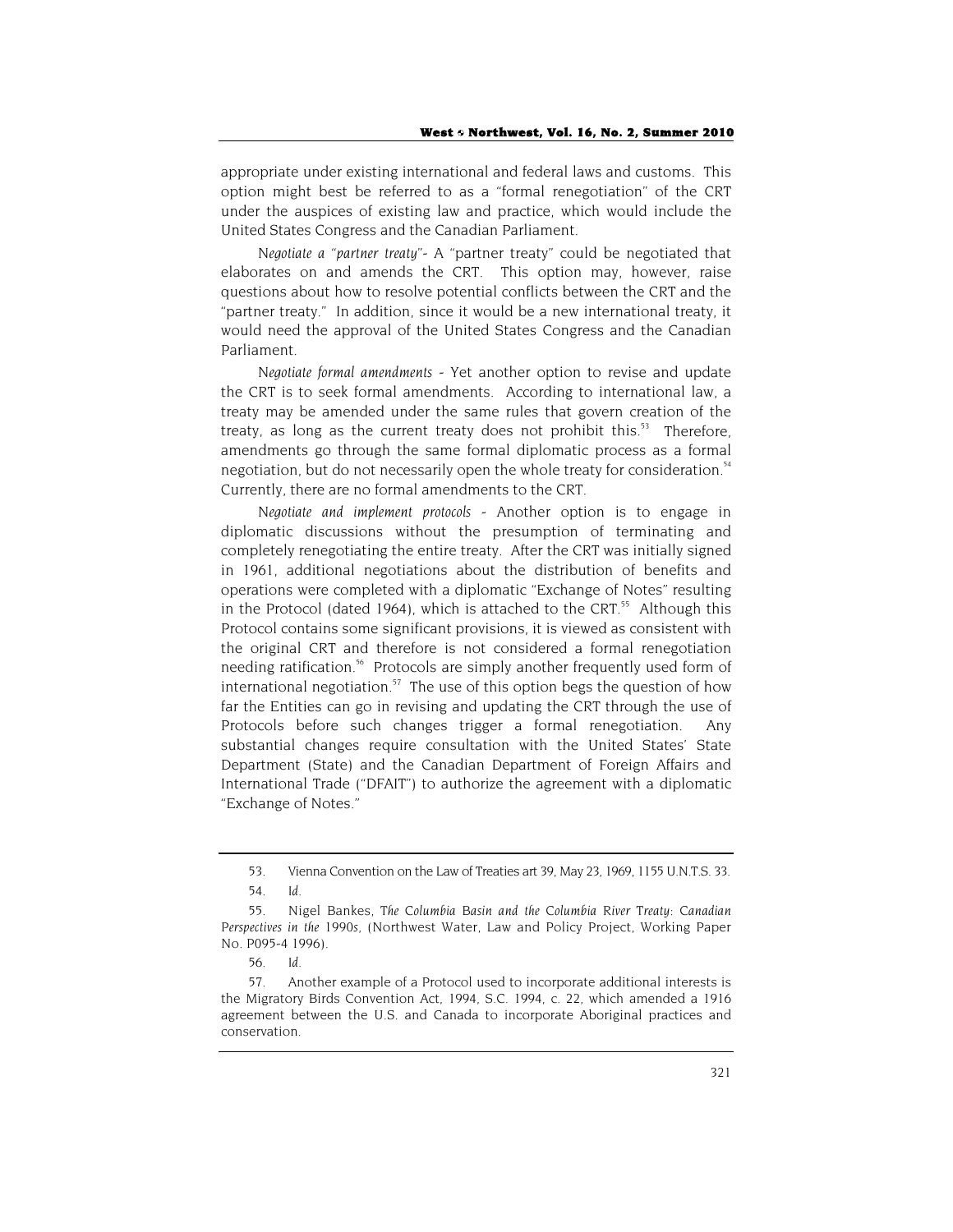appropriate under existing international and federal laws and customs. This option might best be referred to as a "formal renegotiation" of the CRT under the auspices of existing law and practice, which would include the United States Congress and the Canadian Parliament.

*Negotiate a "partner treaty"*- A "partner treaty" could be negotiated that elaborates on and amends the CRT. This option may, however, raise questions about how to resolve potential conflicts between the CRT and the "partner treaty." In addition, since it would be a new international treaty, it would need the approval of the United States Congress and the Canadian Parliament.

*Negotiate formal amendments* - Yet another option to revise and update the CRT is to seek formal amendments. According to international law, a treaty may be amended under the same rules that govern creation of the treaty, as long as the current treaty does not prohibit this.[53] Therefore, amendments go through the same formal diplomatic process as a formal negotiation, but do not necessarily open the whole treaty for consideration.[54] Currently, there are no formal amendments to the CRT.

*Negotiate and implement protocols* - Another option is to engage in diplomatic discussions without the presumption of terminating and completely renegotiating the entire treaty. After the CRT was initially signed in 1961, additional negotiations about the distribution of benefits and operations were completed with a diplomatic "Exchange of Notes" resulting in the Protocol (dated 1964), which is attached to the CRT.[55] Although this Protocol contains some significant provisions, it is viewed as consistent with the original CRT and therefore is not considered a formal renegotiation needing ratification.[56] Protocols are simply another frequently used form of international negotiation.[57] The use of this option begs the question of how far the Entities can go in revising and updating the CRT through the use of Protocols before such changes trigger a formal renegotiation. Any substantial changes require consultation with the United States' State Department (State) and the Canadian Department of Foreign Affairs and International Trade ("DFAIT") to authorize the agreement with a diplomatic "Exchange of Notes."

---

53. Vienna Convention on the Law of Treaties art 39, May 23, 1969, 1155 U.N.T.S. 33.

54. *Id*.

55. Nigel Bankes, *The Columbia Basin and the Columbia River Treaty: Canadian Perspectives in the 1990s*, (Northwest Water, Law and Policy Project, Working Paper No. P095-4 1996).

56. *Id*.

57. Another example of a Protocol used to incorporate additional interests is the Migratory Birds Convention Act, 1994, S.C. 1994, c. 22, which amended a 1916 agreement between the U.S. and Canada to incorporate Aboriginal practices and conservation.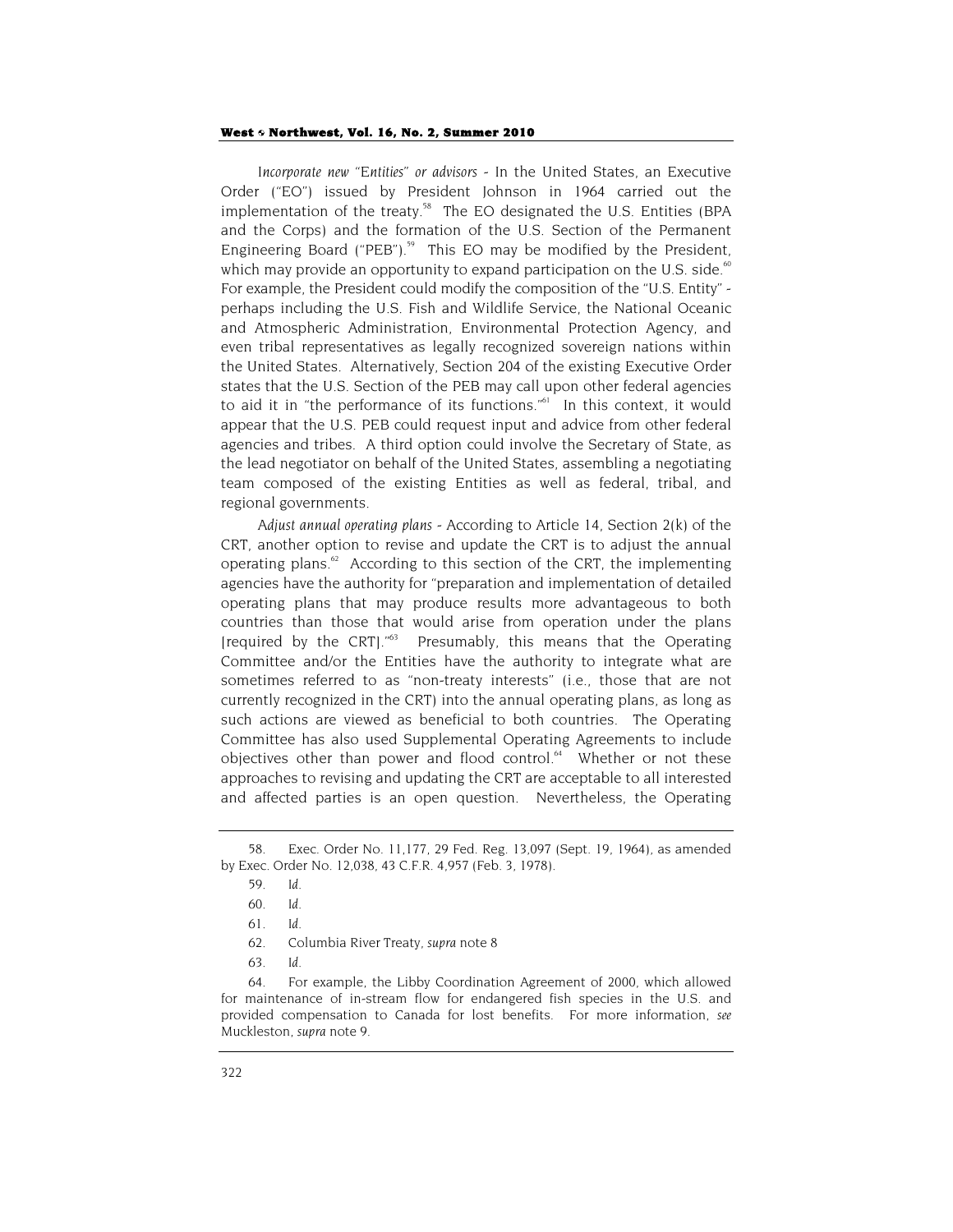*Incorporate new "Entities" or advisors* - In the United States, an Executive Order ("EO") issued by President Johnson in 1964 carried out the implementation of the treaty.[58] The EO designated the U.S. Entities (BPA and the Corps) and the formation of the U.S. Section of the Permanent Engineering Board ("PEB").[59] This EO may be modified by the President, which may provide an opportunity to expand participation on the U.S. side.[60] For example, the President could modify the composition of the "U.S. Entity" - perhaps including the U.S. Fish and Wildlife Service, the National Oceanic and Atmospheric Administration, Environmental Protection Agency, and even tribal representatives as legally recognized sovereign nations within the United States. Alternatively, Section 204 of the existing Executive Order states that the U.S. Section of the PEB may call upon other federal agencies to aid it in "the performance of its functions."[61] In this context, it would appear that the U.S. PEB could request input and advice from other federal agencies and tribes. A third option could involve the Secretary of State, as the lead negotiator on behalf of the United States, assembling a negotiating team composed of the existing Entities as well as federal, tribal, and regional governments.

*Adjust annual operating plans* - According to Article 14, Section 2(k) of the CRT, another option to revise and update the CRT is to adjust the annual operating plans.[62] According to this section of the CRT, the implementing agencies have the authority for "preparation and implementation of detailed operating plans that may produce results more advantageous to both countries than those that would arise from operation under the plans [required by the CRT]."[63] Presumably, this means that the Operating Committee and/or the Entities have the authority to integrate what are sometimes referred to as "non-treaty interests" (i.e., those that are not currently recognized in the CRT) into the annual operating plans, as long as such actions are viewed as beneficial to both countries. The Operating Committee has also used Supplemental Operating Agreements to include objectives other than power and flood control.[64] Whether or not these approaches to revising and updating the CRT are acceptable to all interested and affected parties is an open question. Nevertheless, the Operating

---

58. Exec. Order No. 11,177, 29 Fed. Reg. 13,097 (Sept. 19, 1964), as amended by Exec. Order No. 12,038, 43 C.F.R. 4,957 (Feb. 3, 1978).

59. *Id.*

60. *Id.*

61. *Id.*

62. Columbia River Treaty, *supra* note 8

63. *Id.*

64. For example, the Libby Coordination Agreement of 2000, which allowed for maintenance of in-stream flow for endangered fish species in the U.S. and provided compensation to Canada for lost benefits. For more information, *see* Muckleston, *supra* note 9.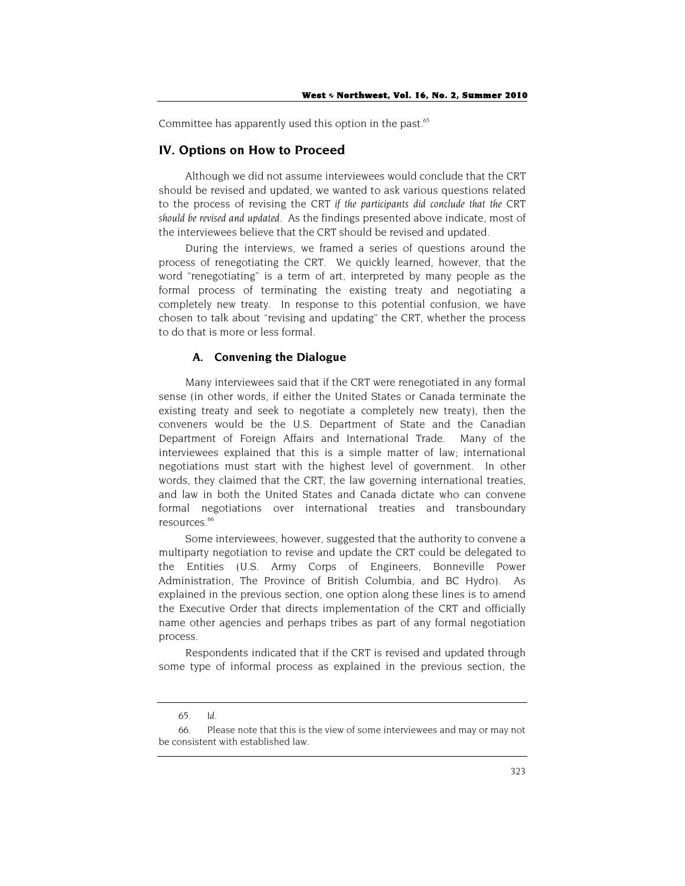Committee has apparently used this option in the past.[65]

## IV. Options on How to Proceed

Although we did not assume interviewees would conclude that the CRT should be revised and updated, we wanted to ask various questions related to the process of revising the CRT *if the participants did conclude that the CRT should be revised and updated*. As the findings presented above indicate, most of the interviewees believe that the CRT should be revised and updated.

During the interviews, we framed a series of questions around the process of renegotiating the CRT. We quickly learned, however, that the word "renegotiating" is a term of art, interpreted by many people as the formal process of terminating the existing treaty and negotiating a completely new treaty. In response to this potential confusion, we have chosen to talk about "revising and updating" the CRT, whether the process to do that is more or less formal.

### A. Convening the Dialogue

Many interviewees said that if the CRT were renegotiated in any formal sense (in other words, if either the United States or Canada terminate the existing treaty and seek to negotiate a completely new treaty), then the conveners would be the U.S. Department of State and the Canadian Department of Foreign Affairs and International Trade. Many of the interviewees explained that this is a simple matter of law; international negotiations must start with the highest level of government. In other words, they claimed that the CRT, the law governing international treaties, and law in both the United States and Canada dictate who can convene formal negotiations over international treaties and transboundary resources.[66]

Some interviewees, however, suggested that the authority to convene a multiparty negotiation to revise and update the CRT could be delegated to the Entities (U.S. Army Corps of Engineers, Bonneville Power Administration, The Province of British Columbia, and BC Hydro). As explained in the previous section, one option along these lines is to amend the Executive Order that directs implementation of the CRT and officially name other agencies and perhaps tribes as part of any formal negotiation process.

Respondents indicated that if the CRT is revised and updated through some type of informal process as explained in the previous section, the

---

65. *Id.*

66. Please note that this is the view of some interviewees and may or may not be consistent with established law.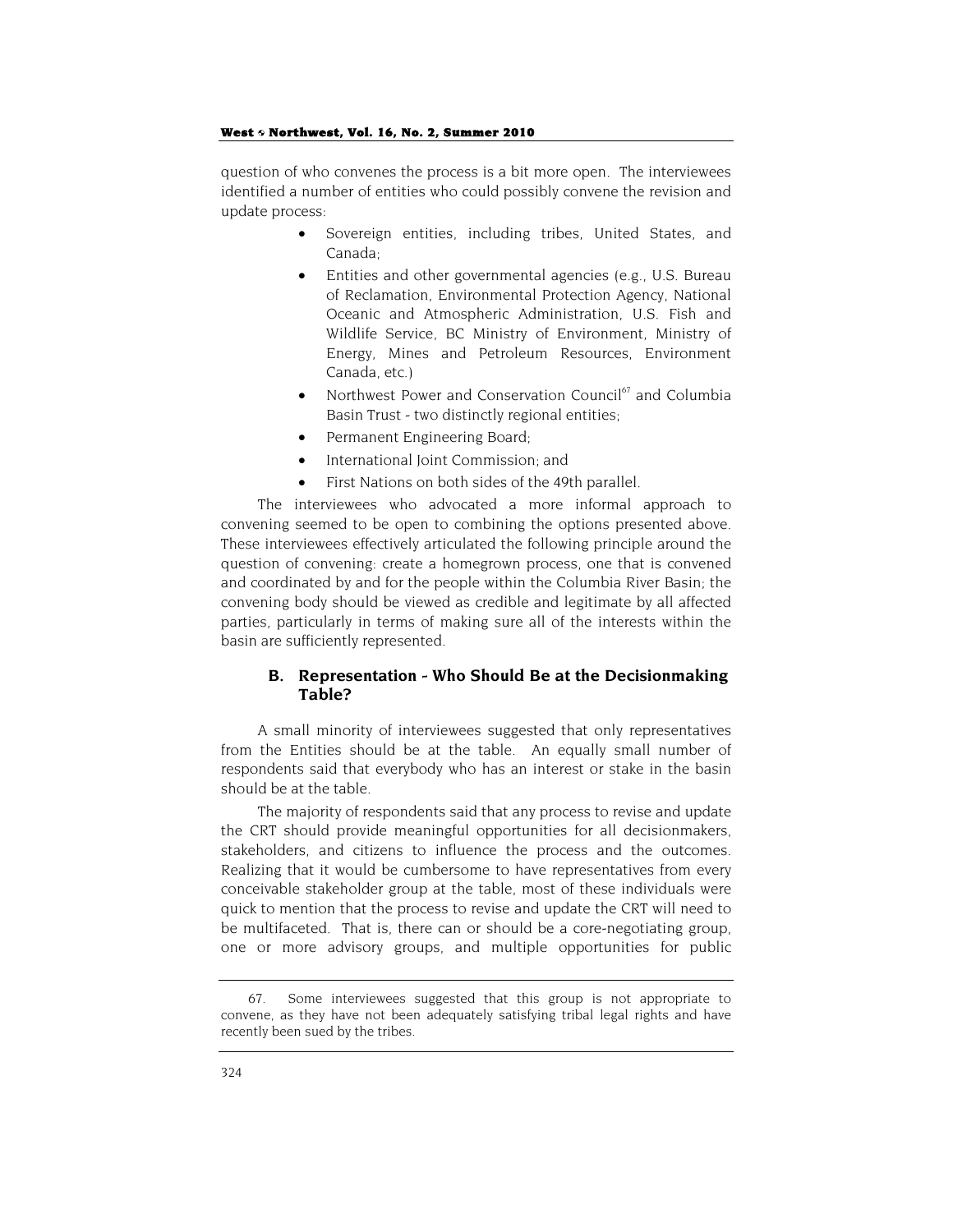question of who convenes the process is a bit more open. The interviewees identified a number of entities who could possibly convene the revision and update process:

- Sovereign entities, including tribes, United States, and Canada;
- Entities and other governmental agencies (e.g., U.S. Bureau of Reclamation, Environmental Protection Agency, National Oceanic and Atmospheric Administration, U.S. Fish and Wildlife Service, BC Ministry of Environment, Ministry of Energy, Mines and Petroleum Resources, Environment Canada, etc.)
- Northwest Power and Conservation Council[67] and Columbia Basin Trust - two distinctly regional entities;
- Permanent Engineering Board;
- International Joint Commission; and
- First Nations on both sides of the 49th parallel.

The interviewees who advocated a more informal approach to convening seemed to be open to combining the options presented above. These interviewees effectively articulated the following principle around the question of convening: create a homegrown process, one that is convened and coordinated by and for the people within the Columbia River Basin; the convening body should be viewed as credible and legitimate by all affected parties, particularly in terms of making sure all of the interests within the basin are sufficiently represented.

### B. Representation - Who Should Be at the Decisionmaking Table?

A small minority of interviewees suggested that only representatives from the Entities should be at the table. An equally small number of respondents said that everybody who has an interest or stake in the basin should be at the table.

The majority of respondents said that any process to revise and update the CRT should provide meaningful opportunities for all decisionmakers, stakeholders, and citizens to influence the process and the outcomes. Realizing that it would be cumbersome to have representatives from every conceivable stakeholder group at the table, most of these individuals were quick to mention that the process to revise and update the CRT will need to be multifaceted. That is, there can or should be a core-negotiating group, one or more advisory groups, and multiple opportunities for public

---

67. Some interviewees suggested that this group is not appropriate to convene, as they have not been adequately satisfying tribal legal rights and have recently been sued by the tribes.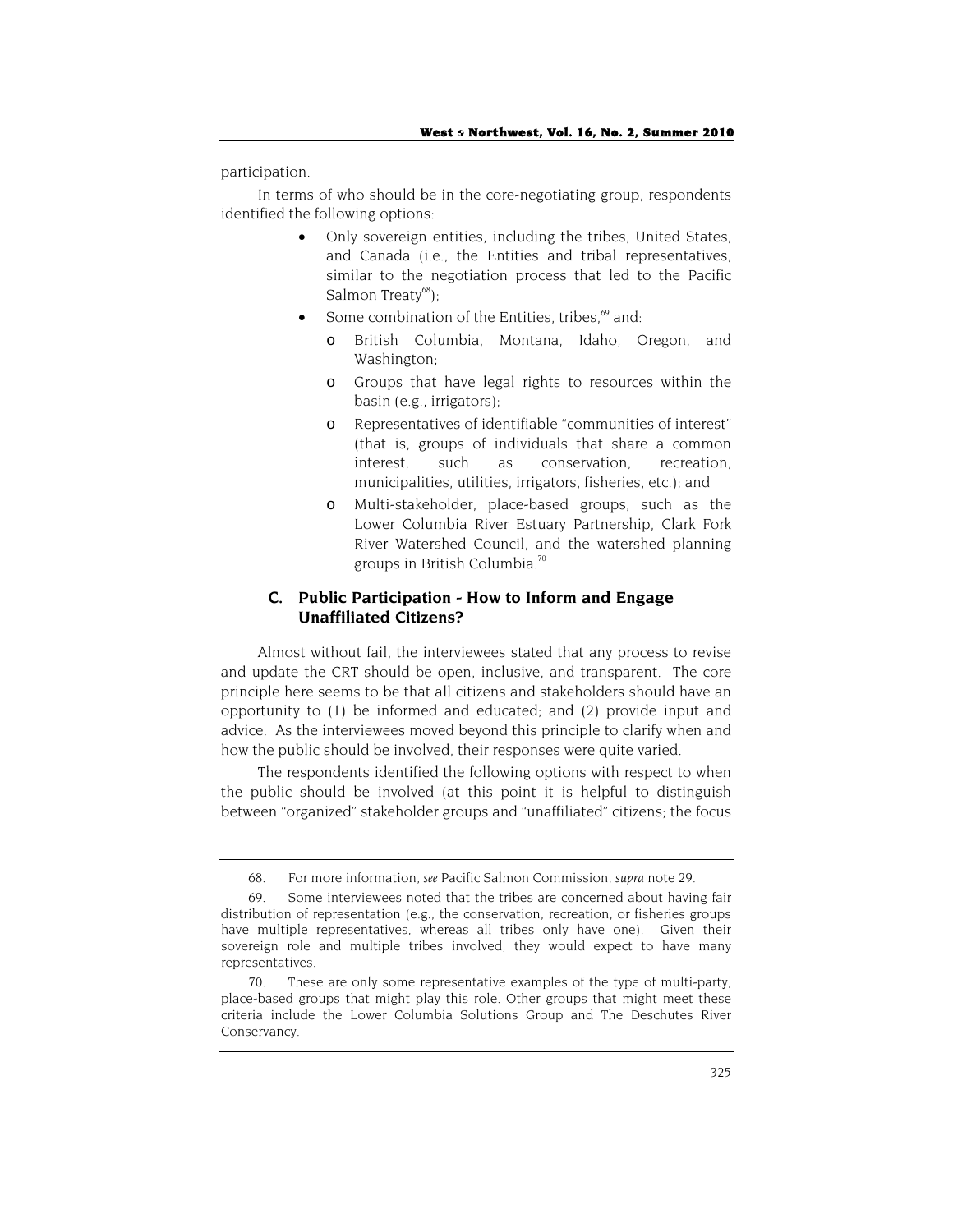participation.

In terms of who should be in the core-negotiating group, respondents identified the following options:

- Only sovereign entities, including the tribes, United States, and Canada (i.e., the Entities and tribal representatives, similar to the negotiation process that led to the Pacific Salmon Treaty[68]);
- Some combination of the Entities, tribes,[69] and:
  - British Columbia, Montana, Idaho, Oregon, and Washington;
  - Groups that have legal rights to resources within the basin (e.g., irrigators);
  - Representatives of identifiable "communities of interest" (that is, groups of individuals that share a common interest, such as conservation, recreation, municipalities, utilities, irrigators, fisheries, etc.); and
  - Multi-stakeholder, place-based groups, such as the Lower Columbia River Estuary Partnership, Clark Fork River Watershed Council, and the watershed planning groups in British Columbia.[70]

### C. Public Participation - How to Inform and Engage Unaffiliated Citizens?

Almost without fail, the interviewees stated that any process to revise and update the CRT should be open, inclusive, and transparent. The core principle here seems to be that all citizens and stakeholders should have an opportunity to (1) be informed and educated; and (2) provide input and advice. As the interviewees moved beyond this principle to clarify when and how the public should be involved, their responses were quite varied.

The respondents identified the following options with respect to when the public should be involved (at this point it is helpful to distinguish between "organized" stakeholder groups and "unaffiliated" citizens; the focus

---

68. For more information, *see* Pacific Salmon Commission, *supra* note 29.

69. Some interviewees noted that the tribes are concerned about having fair distribution of representation (e.g., the conservation, recreation, or fisheries groups have multiple representatives, whereas all tribes only have one). Given their sovereign role and multiple tribes involved, they would expect to have many representatives.

70. These are only some representative examples of the type of multi-party, place-based groups that might play this role. Other groups that might meet these criteria include the Lower Columbia Solutions Group and The Deschutes River Conservancy.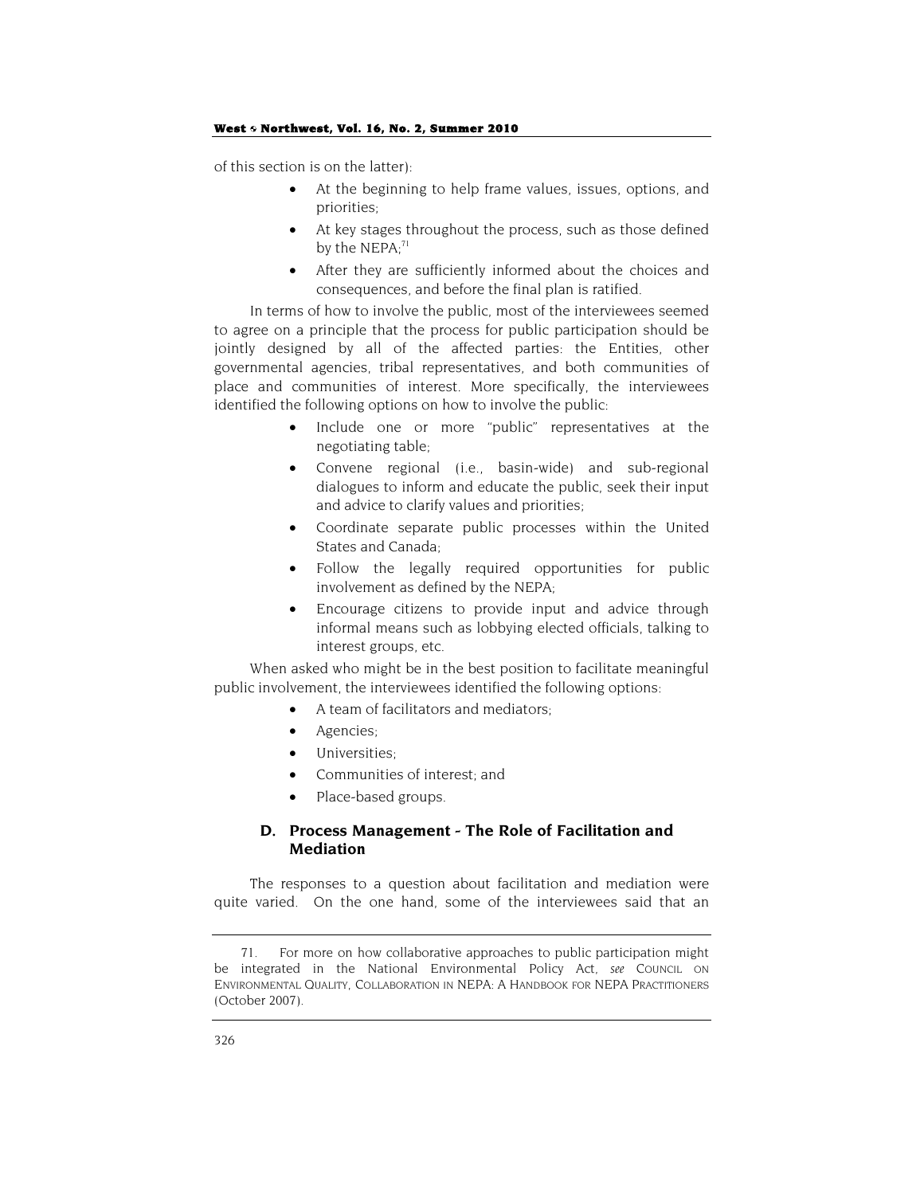of this section is on the latter):

- At the beginning to help frame values, issues, options, and priorities;
- At key stages throughout the process, such as those defined by the NEPA;[71]
- After they are sufficiently informed about the choices and consequences, and before the final plan is ratified.

In terms of how to involve the public, most of the interviewees seemed to agree on a principle that the process for public participation should be jointly designed by all of the affected parties: the Entities, other governmental agencies, tribal representatives, and both communities of place and communities of interest. More specifically, the interviewees identified the following options on how to involve the public:

- Include one or more "public" representatives at the negotiating table;
- Convene regional (i.e., basin-wide) and sub-regional dialogues to inform and educate the public, seek their input and advice to clarify values and priorities;
- Coordinate separate public processes within the United States and Canada;
- Follow the legally required opportunities for public involvement as defined by the NEPA;
- Encourage citizens to provide input and advice through informal means such as lobbying elected officials, talking to interest groups, etc.

When asked who might be in the best position to facilitate meaningful public involvement, the interviewees identified the following options:

- A team of facilitators and mediators;
- Agencies;
- Universities;
- Communities of interest; and
- Place-based groups.

### D. Process Management – The Role of Facilitation and Mediation

The responses to a question about facilitation and mediation were quite varied. On the one hand, some of the interviewees said that an

---

71. For more on how collaborative approaches to public participation might be integrated in the National Environmental Policy Act, *see* COUNCIL ON ENVIRONMENTAL QUALITY, COLLABORATION IN NEPA: A HANDBOOK FOR NEPA PRACTITIONERS (October 2007).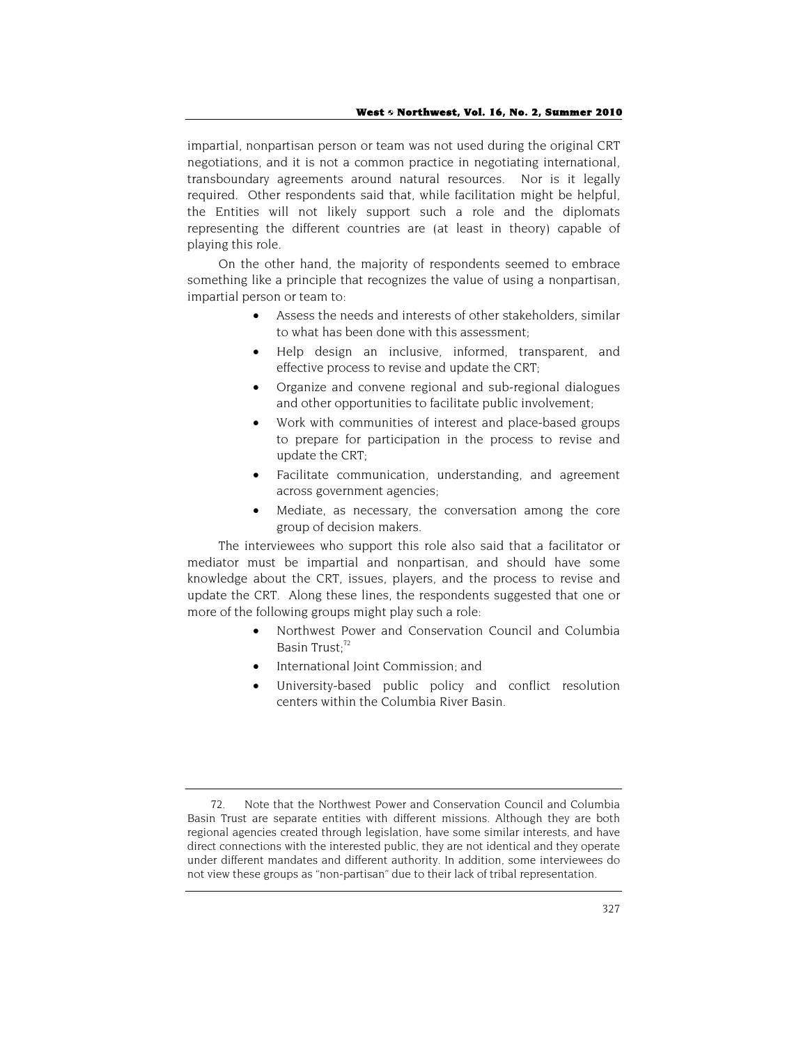impartial, nonpartisan person or team was not used during the original CRT negotiations, and it is not a common practice in negotiating international, transboundary agreements around natural resources. Nor is it legally required. Other respondents said that, while facilitation might be helpful, the Entities will not likely support such a role and the diplomats representing the different countries are (at least in theory) capable of playing this role.

On the other hand, the majority of respondents seemed to embrace something like a principle that recognizes the value of using a nonpartisan, impartial person or team to:

- Assess the needs and interests of other stakeholders, similar to what has been done with this assessment;
- Help design an inclusive, informed, transparent, and effective process to revise and update the CRT;
- Organize and convene regional and sub-regional dialogues and other opportunities to facilitate public involvement;
- Work with communities of interest and place-based groups to prepare for participation in the process to revise and update the CRT;
- Facilitate communication, understanding, and agreement across government agencies;
- Mediate, as necessary, the conversation among the core group of decision makers.

The interviewees who support this role also said that a facilitator or mediator must be impartial and nonpartisan, and should have some knowledge about the CRT, issues, players, and the process to revise and update the CRT. Along these lines, the respondents suggested that one or more of the following groups might play such a role:

- Northwest Power and Conservation Council and Columbia Basin Trust;[72]
- International Joint Commission; and
- University-based public policy and conflict resolution centers within the Columbia River Basin.

---

72. Note that the Northwest Power and Conservation Council and Columbia Basin Trust are separate entities with different missions. Although they are both regional agencies created through legislation, have some similar interests, and have direct connections with the interested public, they are not identical and they operate under different mandates and different authority. In addition, some interviewees do not view these groups as "non-partisan" due to their lack of tribal representation.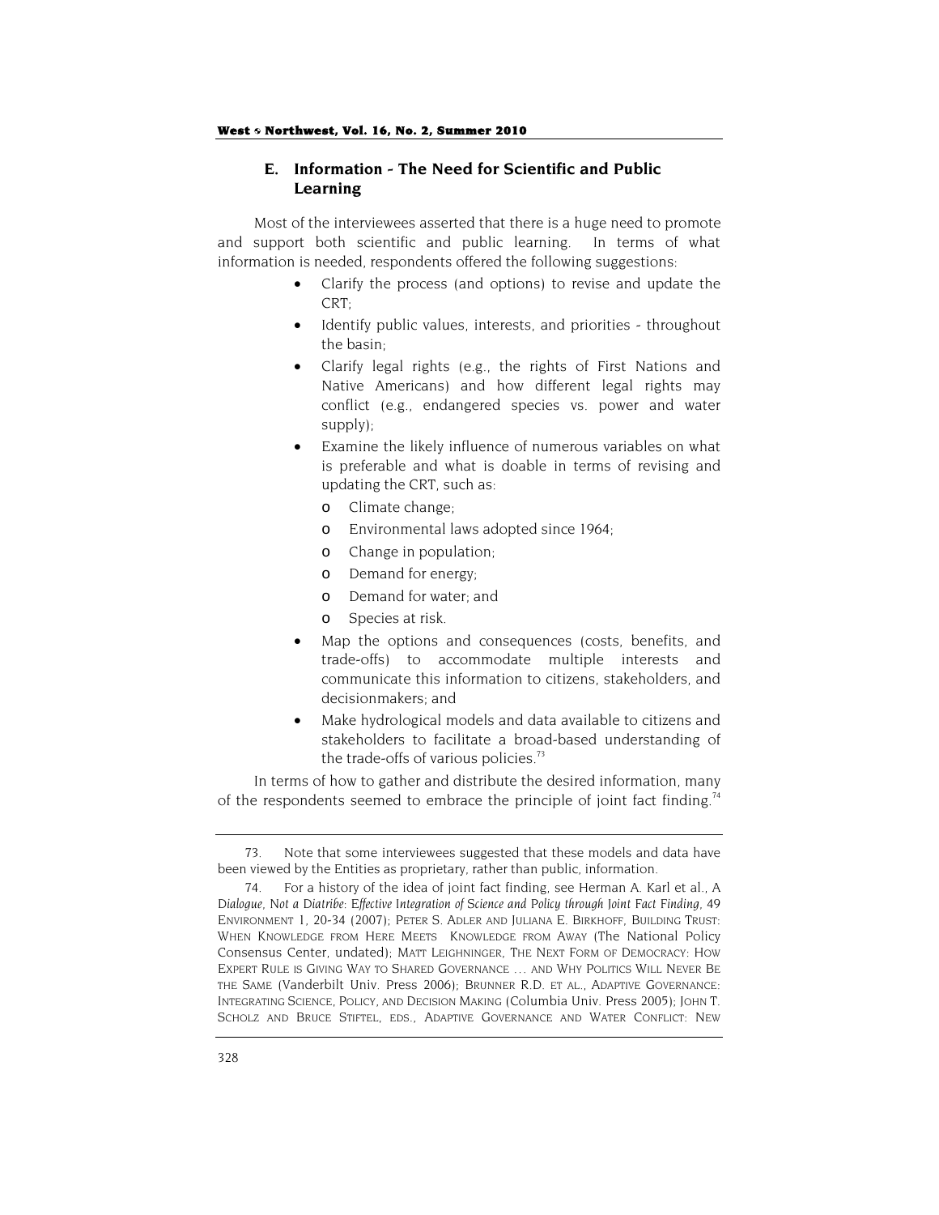## E. Information - The Need for Scientific and Public Learning

Most of the interviewees asserted that there is a huge need to promote and support both scientific and public learning. In terms of what information is needed, respondents offered the following suggestions:

- Clarify the process (and options) to revise and update the CRT;
- Identify public values, interests, and priorities - throughout the basin;
- Clarify legal rights (e.g., the rights of First Nations and Native Americans) and how different legal rights may conflict (e.g., endangered species vs. power and water supply);
- Examine the likely influence of numerous variables on what is preferable and what is doable in terms of revising and updating the CRT, such as:
  - Climate change;
  - Environmental laws adopted since 1964;
  - Change in population;
  - Demand for energy;
  - Demand for water; and
  - Species at risk.
- Map the options and consequences (costs, benefits, and trade-offs) to accommodate multiple interests and communicate this information to citizens, stakeholders, and decisionmakers; and
- Make hydrological models and data available to citizens and stakeholders to facilitate a broad-based understanding of the trade-offs of various policies.[73]

In terms of how to gather and distribute the desired information, many of the respondents seemed to embrace the principle of joint fact finding.[74]

---

73. Note that some interviewees suggested that these models and data have been viewed by the Entities as proprietary, rather than public, information.

74. For a history of the idea of joint fact finding, see Herman A. Karl et al., *A Dialogue, Not a Diatribe: Effective Integration of Science and Policy through Joint Fact Finding*, 49 ENVIRONMENT 1, 20-34 (2007); PETER S. ADLER AND JULIANA E. BIRKHOFF, BUILDING TRUST: WHEN KNOWLEDGE FROM HERE MEETS KNOWLEDGE FROM AWAY (The National Policy Consensus Center, undated); MATT LEIGHNINGER, THE NEXT FORM OF DEMOCRACY: HOW EXPERT RULE IS GIVING WAY TO SHARED GOVERNANCE … AND WHY POLITICS WILL NEVER BE THE SAME (Vanderbilt Univ. Press 2006); BRUNNER R.D. ET AL., ADAPTIVE GOVERNANCE: INTEGRATING SCIENCE, POLICY, AND DECISION MAKING (Columbia Univ. Press 2005); JOHN T. SCHOLZ AND BRUCE STIFTEL, EDS., ADAPTIVE GOVERNANCE AND WATER CONFLICT: NEW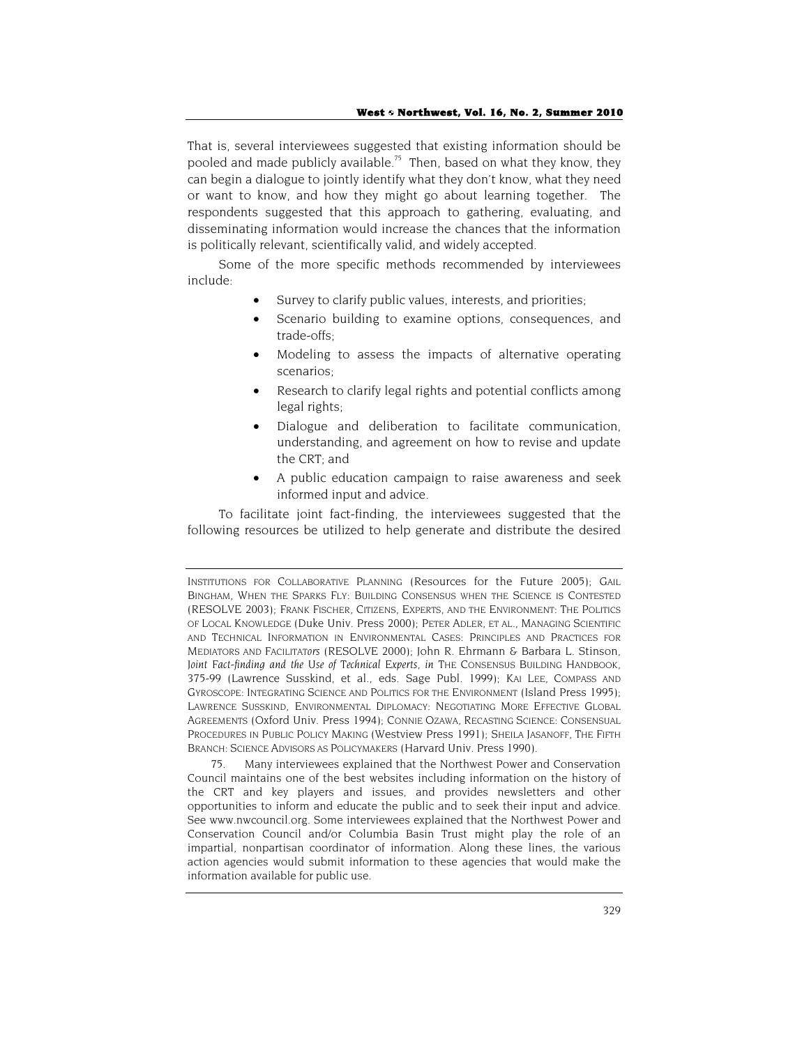That is, several interviewees suggested that existing information should be pooled and made publicly available.[75] Then, based on what they know, they can begin a dialogue to jointly identify what they don't know, what they need or want to know, and how they might go about learning together. The respondents suggested that this approach to gathering, evaluating, and disseminating information would increase the chances that the information is politically relevant, scientifically valid, and widely accepted.

Some of the more specific methods recommended by interviewees include:

- Survey to clarify public values, interests, and priorities;
- Scenario building to examine options, consequences, and trade-offs;
- Modeling to assess the impacts of alternative operating scenarios;
- Research to clarify legal rights and potential conflicts among legal rights;
- Dialogue and deliberation to facilitate communication, understanding, and agreement on how to revise and update the CRT; and
- A public education campaign to raise awareness and seek informed input and advice.

To facilitate joint fact-finding, the interviewees suggested that the following resources be utilized to help generate and distribute the desired

---

INSTITUTIONS FOR COLLABORATIVE PLANNING (Resources for the Future 2005); GAIL BINGHAM, WHEN THE SPARKS FLY: BUILDING CONSENSUS WHEN THE SCIENCE IS CONTESTED (RESOLVE 2003); FRANK FISCHER, CITIZENS, EXPERTS, AND THE ENVIRONMENT: THE POLITICS OF LOCAL KNOWLEDGE (Duke Univ. Press 2000); PETER ADLER, ET AL., MANAGING SCIENTIFIC AND TECHNICAL INFORMATION IN ENVIRONMENTAL CASES: PRINCIPLES AND PRACTICES FOR MEDIATORS AND FACILITATORS (RESOLVE 2000); John R. Ehrmann & Barbara L. Stinson, *Joint Fact-finding and the Use of Technical Experts*, *in* THE CONSENSUS BUILDING HANDBOOK, 375-99 (Lawrence Susskind, et al., eds. Sage Publ. 1999); KAI LEE, COMPASS AND GYROSCOPE: INTEGRATING SCIENCE AND POLITICS FOR THE ENVIRONMENT (Island Press 1995); LAWRENCE SUSSKIND, ENVIRONMENTAL DIPLOMACY: NEGOTIATING MORE EFFECTIVE GLOBAL AGREEMENTS (Oxford Univ. Press 1994); CONNIE OZAWA, RECASTING SCIENCE: CONSENSUAL PROCEDURES IN PUBLIC POLICY MAKING (Westview Press 1991); SHEILA JASANOFF, THE FIFTH BRANCH: SCIENCE ADVISORS AS POLICYMAKERS (Harvard Univ. Press 1990).

75. Many interviewees explained that the Northwest Power and Conservation Council maintains one of the best websites including information on the history of the CRT and key players and issues, and provides newsletters and other opportunities to inform and educate the public and to seek their input and advice. See www.nwcouncil.org. Some interviewees explained that the Northwest Power and Conservation Council and/or Columbia Basin Trust might play the role of an impartial, nonpartisan coordinator of information. Along these lines, the various action agencies would submit information to these agencies that would make the information available for public use.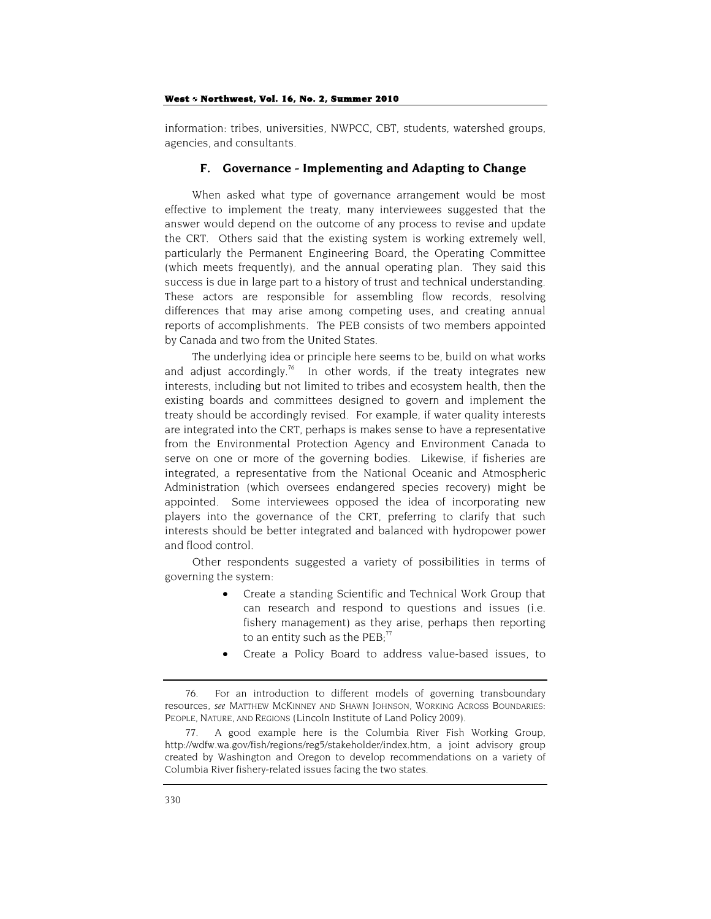information: tribes, universities, NWPCC, CBT, students, watershed groups, agencies, and consultants.

### F. Governance - Implementing and Adapting to Change

When asked what type of governance arrangement would be most effective to implement the treaty, many interviewees suggested that the answer would depend on the outcome of any process to revise and update the CRT. Others said that the existing system is working extremely well, particularly the Permanent Engineering Board, the Operating Committee (which meets frequently), and the annual operating plan. They said this success is due in large part to a history of trust and technical understanding. These actors are responsible for assembling flow records, resolving differences that may arise among competing uses, and creating annual reports of accomplishments. The PEB consists of two members appointed by Canada and two from the United States.

The underlying idea or principle here seems to be, build on what works and adjust accordingly.[76] In other words, if the treaty integrates new interests, including but not limited to tribes and ecosystem health, then the existing boards and committees designed to govern and implement the treaty should be accordingly revised. For example, if water quality interests are integrated into the CRT, perhaps is makes sense to have a representative from the Environmental Protection Agency and Environment Canada to serve on one or more of the governing bodies. Likewise, if fisheries are integrated, a representative from the National Oceanic and Atmospheric Administration (which oversees endangered species recovery) might be appointed. Some interviewees opposed the idea of incorporating new players into the governance of the CRT, preferring to clarify that such interests should be better integrated and balanced with hydropower power and flood control.

Other respondents suggested a variety of possibilities in terms of governing the system:

- Create a standing Scientific and Technical Work Group that can research and respond to questions and issues (i.e. fishery management) as they arise, perhaps then reporting to an entity such as the PEB;[77]
- Create a Policy Board to address value-based issues, to

---

76. For an introduction to different models of governing transboundary resources, *see* MATTHEW MCKINNEY AND SHAWN JOHNSON, WORKING ACROSS BOUNDARIES: PEOPLE, NATURE, AND REGIONS (Lincoln Institute of Land Policy 2009).

77. A good example here is the Columbia River Fish Working Group, http://wdfw.wa.gov/fish/regions/reg5/stakeholder/index.htm, a joint advisory group created by Washington and Oregon to develop recommendations on a variety of Columbia River fishery-related issues facing the two states.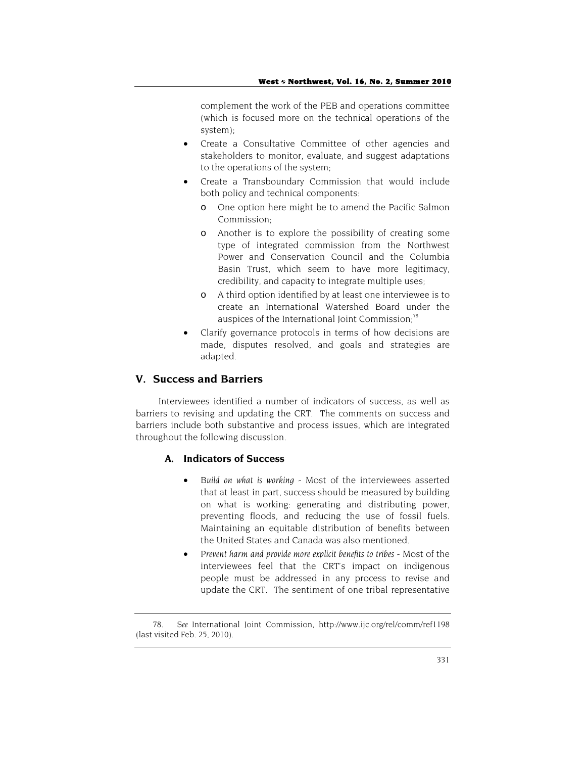complement the work of the PEB and operations committee (which is focused more on the technical operations of the system);

- Create a Consultative Committee of other agencies and stakeholders to monitor, evaluate, and suggest adaptations to the operations of the system;
- Create a Transboundary Commission that would include both policy and technical components:
  - One option here might be to amend the Pacific Salmon Commission;
  - Another is to explore the possibility of creating some type of integrated commission from the Northwest Power and Conservation Council and the Columbia Basin Trust, which seem to have more legitimacy, credibility, and capacity to integrate multiple uses;
  - A third option identified by at least one interviewee is to create an International Watershed Board under the auspices of the International Joint Commission;[78]
- Clarify governance protocols in terms of how decisions are made, disputes resolved, and goals and strategies are adapted.

## V. Success and Barriers

Interviewees identified a number of indicators of success, as well as barriers to revising and updating the CRT. The comments on success and barriers include both substantive and process issues, which are integrated throughout the following discussion.

### A. Indicators of Success

- *Build on what is working* - Most of the interviewees asserted that at least in part, success should be measured by building on what is working: generating and distributing power, preventing floods, and reducing the use of fossil fuels. Maintaining an equitable distribution of benefits between the United States and Canada was also mentioned.
- *Prevent harm and provide more explicit benefits to tribes* - Most of the interviewees feel that the CRT's impact on indigenous people must be addressed in any process to revise and update the CRT. The sentiment of one tribal representative

78. *See* International Joint Commission, http://www.ijc.org/rel/comm/ref1198 (last visited Feb. 25, 2010).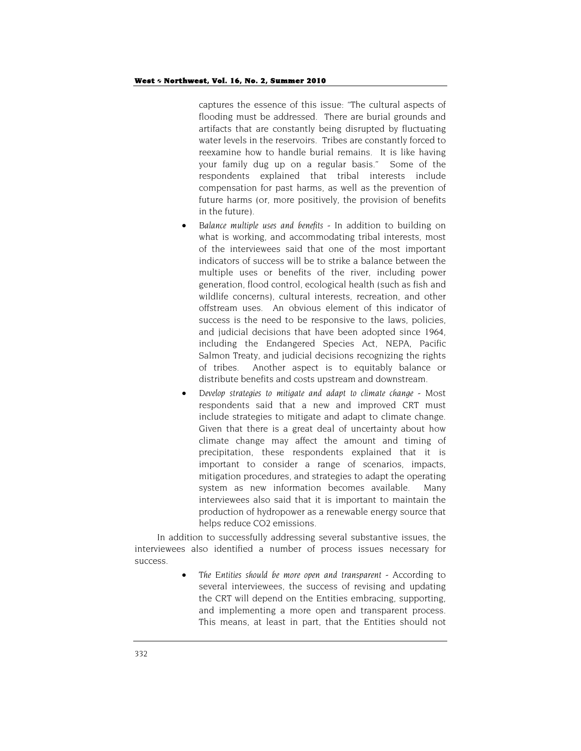captures the essence of this issue: "The cultural aspects of flooding must be addressed. There are burial grounds and artifacts that are constantly being disrupted by fluctuating water levels in the reservoirs. Tribes are constantly forced to reexamine how to handle burial remains. It is like having your family dug up on a regular basis." Some of the respondents explained that tribal interests include compensation for past harms, as well as the prevention of future harms (or, more positively, the provision of benefits in the future).

- *Balance multiple uses and benefits* - In addition to building on what is working, and accommodating tribal interests, most of the interviewees said that one of the most important indicators of success will be to strike a balance between the multiple uses or benefits of the river, including power generation, flood control, ecological health (such as fish and wildlife concerns), cultural interests, recreation, and other offstream uses. An obvious element of this indicator of success is the need to be responsive to the laws, policies, and judicial decisions that have been adopted since 1964, including the Endangered Species Act, NEPA, Pacific Salmon Treaty, and judicial decisions recognizing the rights of tribes. Another aspect is to equitably balance or distribute benefits and costs upstream and downstream.
- *Develop strategies to mitigate and adapt to climate change* - Most respondents said that a new and improved CRT must include strategies to mitigate and adapt to climate change. Given that there is a great deal of uncertainty about how climate change may affect the amount and timing of precipitation, these respondents explained that it is important to consider a range of scenarios, impacts, mitigation procedures, and strategies to adapt the operating system as new information becomes available. Many interviewees also said that it is important to maintain the production of hydropower as a renewable energy source that helps reduce $CO_2$ emissions.

In addition to successfully addressing several substantive issues, the interviewees also identified a number of process issues necessary for success.

- *The Entities should be more open and transparent* - According to several interviewees, the success of revising and updating the CRT will depend on the Entities embracing, supporting, and implementing a more open and transparent process. This means, at least in part, that the Entities should not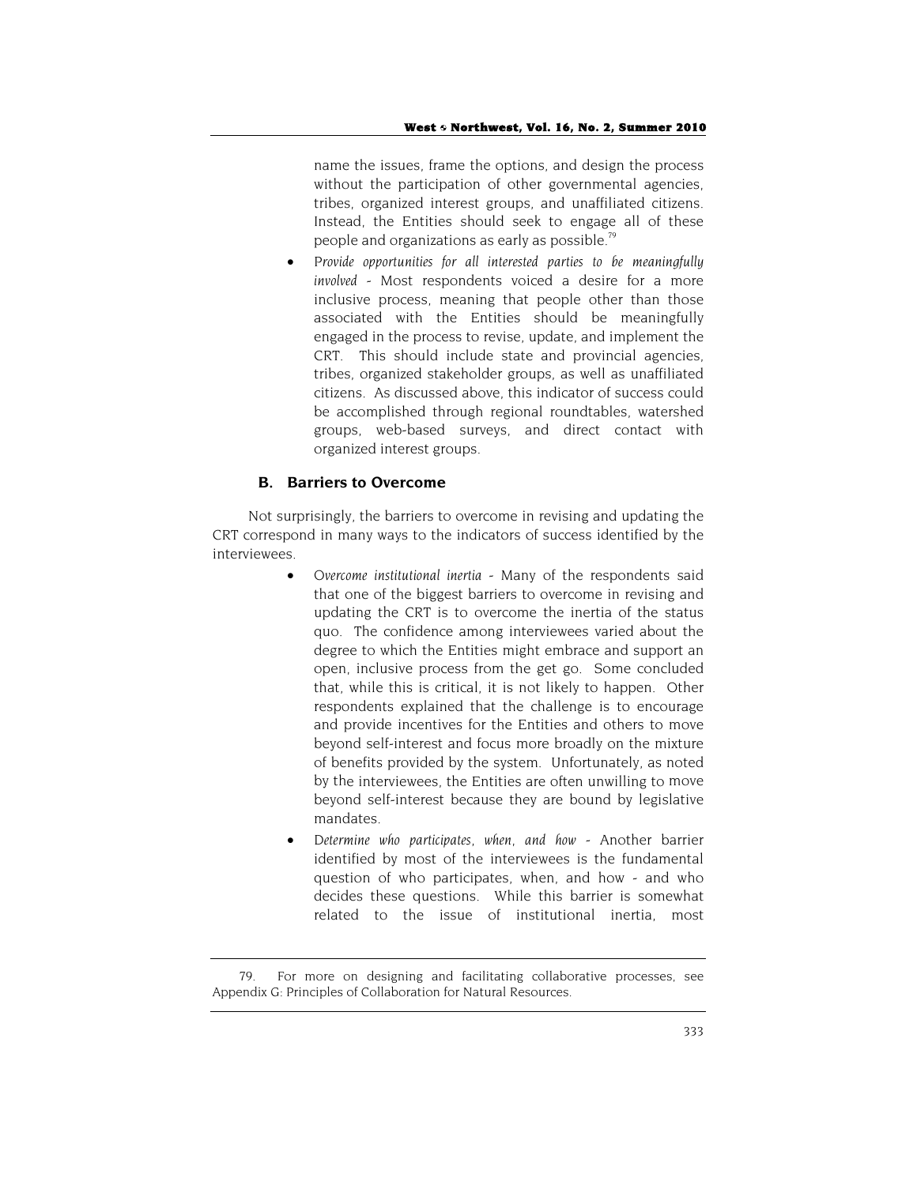name the issues, frame the options, and design the process without the participation of other governmental agencies, tribes, organized interest groups, and unaffiliated citizens. Instead, the Entities should seek to engage all of these people and organizations as early as possible.[79]

- *Provide opportunities for all interested parties to be meaningfully involved* - Most respondents voiced a desire for a more inclusive process, meaning that people other than those associated with the Entities should be meaningfully engaged in the process to revise, update, and implement the CRT. This should include state and provincial agencies, tribes, organized stakeholder groups, as well as unaffiliated citizens. As discussed above, this indicator of success could be accomplished through regional roundtables, watershed groups, web-based surveys, and direct contact with organized interest groups.

### B. Barriers to Overcome

Not surprisingly, the barriers to overcome in revising and updating the CRT correspond in many ways to the indicators of success identified by the interviewees.

- *Overcome institutional inertia* - Many of the respondents said that one of the biggest barriers to overcome in revising and updating the CRT is to overcome the inertia of the status quo. The confidence among interviewees varied about the degree to which the Entities might embrace and support an open, inclusive process from the get go. Some concluded that, while this is critical, it is not likely to happen. Other respondents explained that the challenge is to encourage and provide incentives for the Entities and others to move beyond self-interest and focus more broadly on the mixture of benefits provided by the system. Unfortunately, as noted by the interviewees, the Entities are often unwilling to move beyond self-interest because they are bound by legislative mandates.
- *Determine who participates, when, and how* - Another barrier identified by most of the interviewees is the fundamental question of who participates, when, and how - and who decides these questions. While this barrier is somewhat related to the issue of institutional inertia, most

79. For more on designing and facilitating collaborative processes, see Appendix G: Principles of Collaboration for Natural Resources.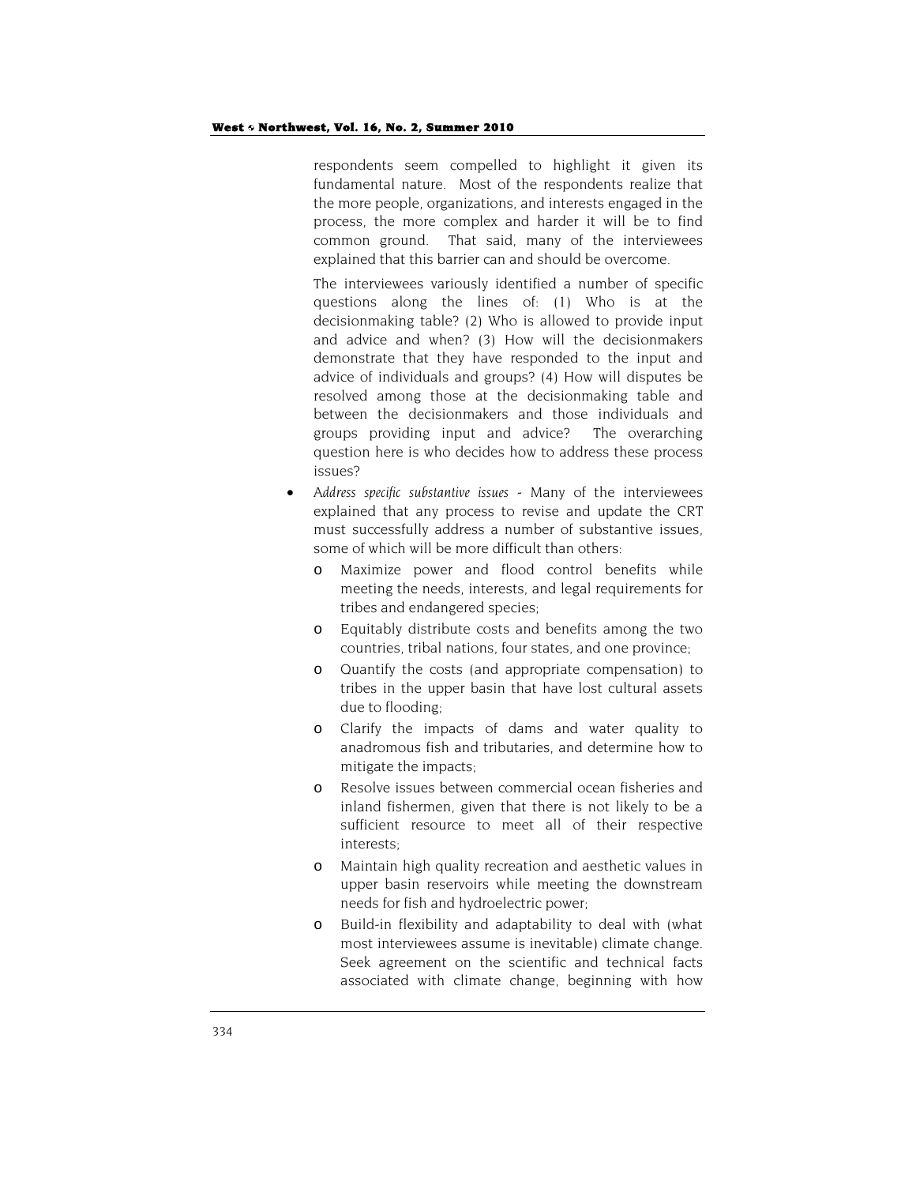respondents seem compelled to highlight it given its fundamental nature. Most of the respondents realize that the more people, organizations, and interests engaged in the process, the more complex and harder it will be to find common ground. That said, many of the interviewees explained that this barrier can and should be overcome.

The interviewees variously identified a number of specific questions along the lines of: (1) Who is at the decisionmaking table? (2) Who is allowed to provide input and advice and when? (3) How will the decisionmakers demonstrate that they have responded to the input and advice of individuals and groups? (4) How will disputes be resolved among those at the decisionmaking table and between the decisionmakers and those individuals and groups providing input and advice? The overarching question here is who decides how to address these process issues?

- *Address specific substantive issues* - Many of the interviewees explained that any process to revise and update the CRT must successfully address a number of substantive issues, some of which will be more difficult than others:
  - Maximize power and flood control benefits while meeting the needs, interests, and legal requirements for tribes and endangered species;
  - Equitably distribute costs and benefits among the two countries, tribal nations, four states, and one province;
  - Quantify the costs (and appropriate compensation) to tribes in the upper basin that have lost cultural assets due to flooding;
  - Clarify the impacts of dams and water quality to anadromous fish and tributaries, and determine how to mitigate the impacts;
  - Resolve issues between commercial ocean fisheries and inland fishermen, given that there is not likely to be a sufficient resource to meet all of their respective interests;
  - Maintain high quality recreation and aesthetic values in upper basin reservoirs while meeting the downstream needs for fish and hydroelectric power;
  - Build-in flexibility and adaptability to deal with (what most interviewees assume is inevitable) climate change. Seek agreement on the scientific and technical facts associated with climate change, beginning with how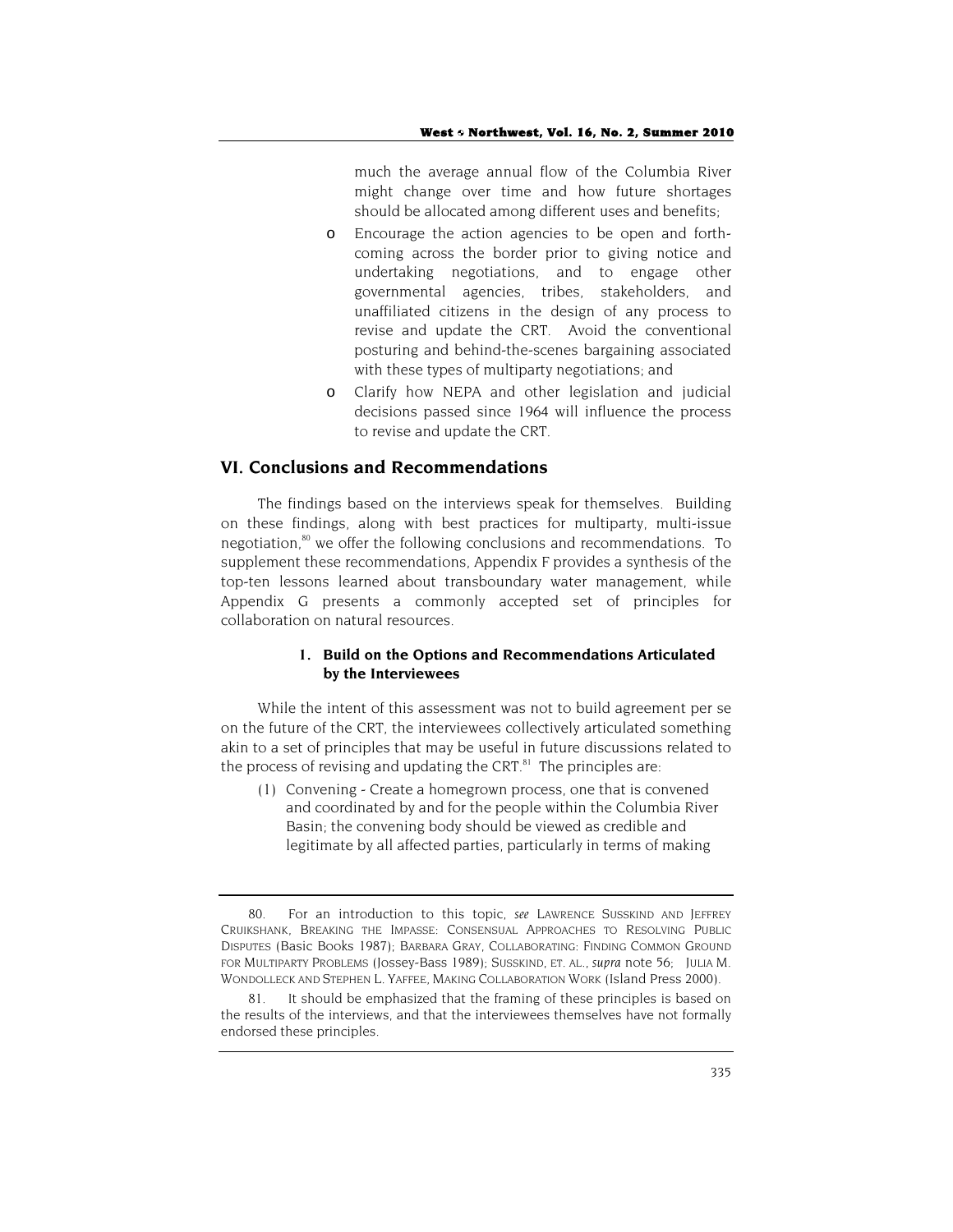much the average annual flow of the Columbia River might change over time and how future shortages should be allocated among different uses and benefits;

- o Encourage the action agencies to be open and forthcoming across the border prior to giving notice and undertaking negotiations, and to engage other governmental agencies, tribes, stakeholders, and unaffiliated citizens in the design of any process to revise and update the CRT. Avoid the conventional posturing and behind-the-scenes bargaining associated with these types of multiparty negotiations; and
- o Clarify how NEPA and other legislation and judicial decisions passed since 1964 will influence the process to revise and update the CRT.

## VI. Conclusions and Recommendations

The findings based on the interviews speak for themselves. Building on these findings, along with best practices for multiparty, multi-issue negotiation,[80] we offer the following conclusions and recommendations. To supplement these recommendations, Appendix F provides a synthesis of the top-ten lessons learned about transboundary water management, while Appendix G presents a commonly accepted set of principles for collaboration on natural resources.

### 1. Build on the Options and Recommendations Articulated by the Interviewees

While the intent of this assessment was not to build agreement per se on the future of the CRT, the interviewees collectively articulated something akin to a set of principles that may be useful in future discussions related to the process of revising and updating the CRT.[81] The principles are:

(1) Convening - Create a homegrown process, one that is convened and coordinated by and for the people within the Columbia River Basin; the convening body should be viewed as credible and legitimate by all affected parties, particularly in terms of making

---

80. For an introduction to this topic, *see* LAWRENCE SUSSKIND AND JEFFREY CRUIKSHANK, BREAKING THE IMPASSE: CONSENSUAL APPROACHES TO RESOLVING PUBLIC DISPUTES (Basic Books 1987); BARBARA GRAY, COLLABORATING: FINDING COMMON GROUND FOR MULTIPARTY PROBLEMS (Jossey-Bass 1989); SUSSKIND, ET. AL., *supra* note 56; JULIA M. WONDOLLECK AND STEPHEN L. YAFFEE, MAKING COLLABORATION WORK (Island Press 2000).

81. It should be emphasized that the framing of these principles is based on the results of the interviews, and that the interviewees themselves have not formally endorsed these principles.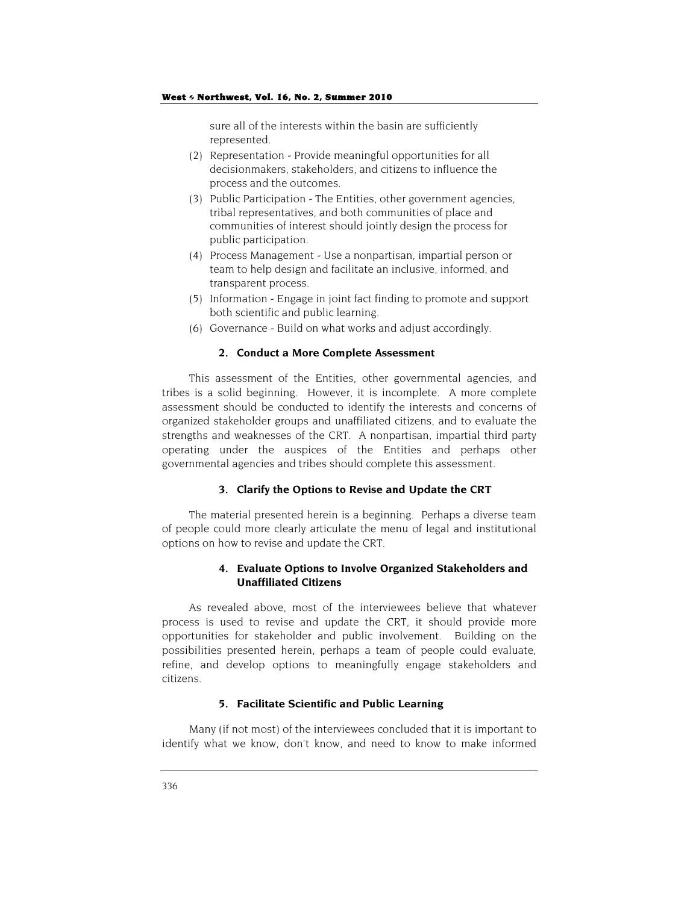sure all of the interests within the basin are sufficiently represented.

(2) Representation - Provide meaningful opportunities for all decisionmakers, stakeholders, and citizens to influence the process and the outcomes.

(3) Public Participation - The Entities, other government agencies, tribal representatives, and both communities of place and communities of interest should jointly design the process for public participation.

(4) Process Management - Use a nonpartisan, impartial person or team to help design and facilitate an inclusive, informed, and transparent process.

(5) Information - Engage in joint fact finding to promote and support both scientific and public learning.

(6) Governance - Build on what works and adjust accordingly.

#### 2. Conduct a More Complete Assessment

This assessment of the Entities, other governmental agencies, and tribes is a solid beginning. However, it is incomplete. A more complete assessment should be conducted to identify the interests and concerns of organized stakeholder groups and unaffiliated citizens, and to evaluate the strengths and weaknesses of the CRT. A nonpartisan, impartial third party operating under the auspices of the Entities and perhaps other governmental agencies and tribes should complete this assessment.

#### 3. Clarify the Options to Revise and Update the CRT

The material presented herein is a beginning. Perhaps a diverse team of people could more clearly articulate the menu of legal and institutional options on how to revise and update the CRT.

#### 4. Evaluate Options to Involve Organized Stakeholders and Unaffiliated Citizens

As revealed above, most of the interviewees believe that whatever process is used to revise and update the CRT, it should provide more opportunities for stakeholder and public involvement. Building on the possibilities presented herein, perhaps a team of people could evaluate, refine, and develop options to meaningfully engage stakeholders and citizens.

#### 5. Facilitate Scientific and Public Learning

Many (if not most) of the interviewees concluded that it is important to identify what we know, don't know, and need to know to make informed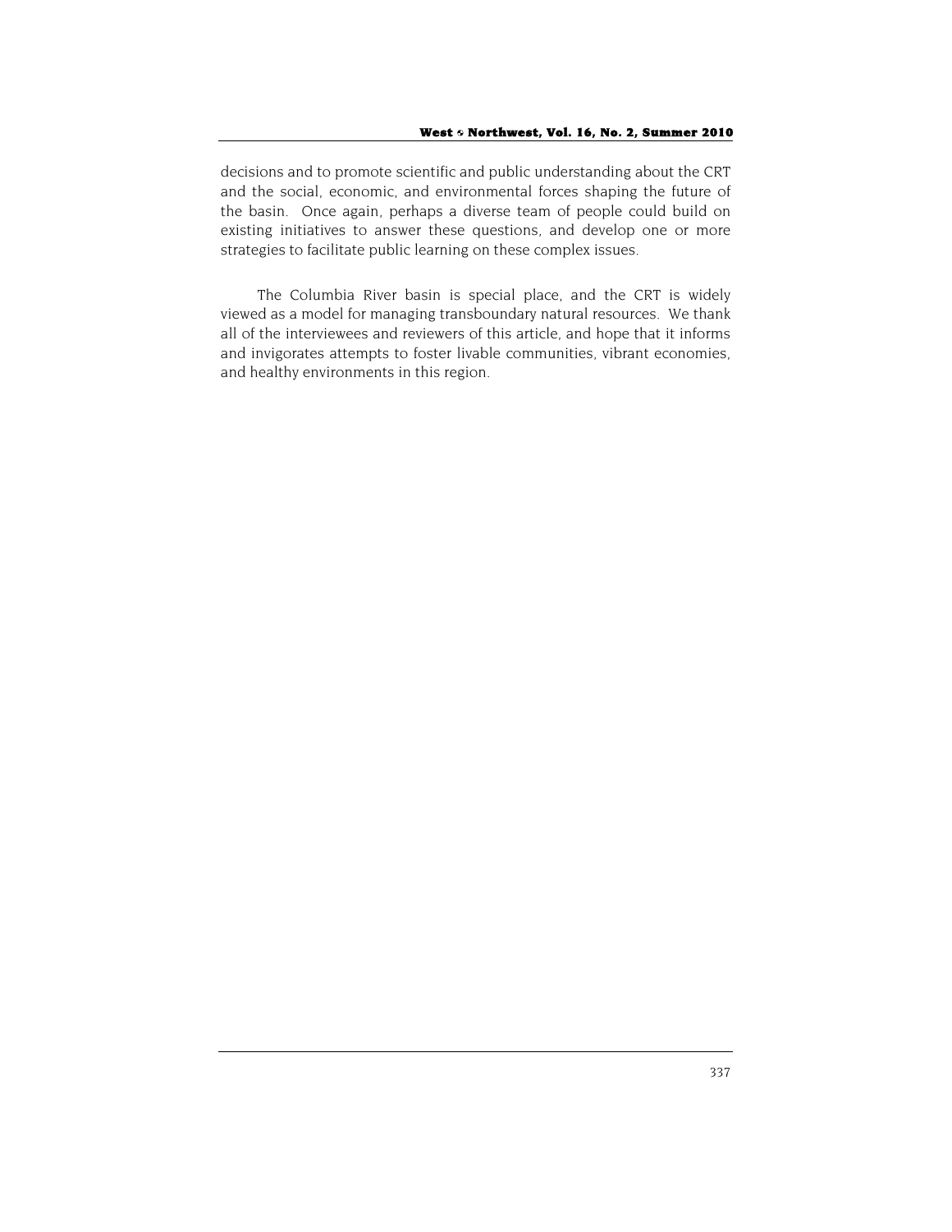decisions and to promote scientific and public understanding about the CRT and the social, economic, and environmental forces shaping the future of the basin. Once again, perhaps a diverse team of people could build on existing initiatives to answer these questions, and develop one or more strategies to facilitate public learning on these complex issues.

The Columbia River basin is special place, and the CRT is widely viewed as a model for managing transboundary natural resources. We thank all of the interviewees and reviewers of this article, and hope that it informs and invigorates attempts to foster livable communities, vibrant economies, and healthy environments in this region.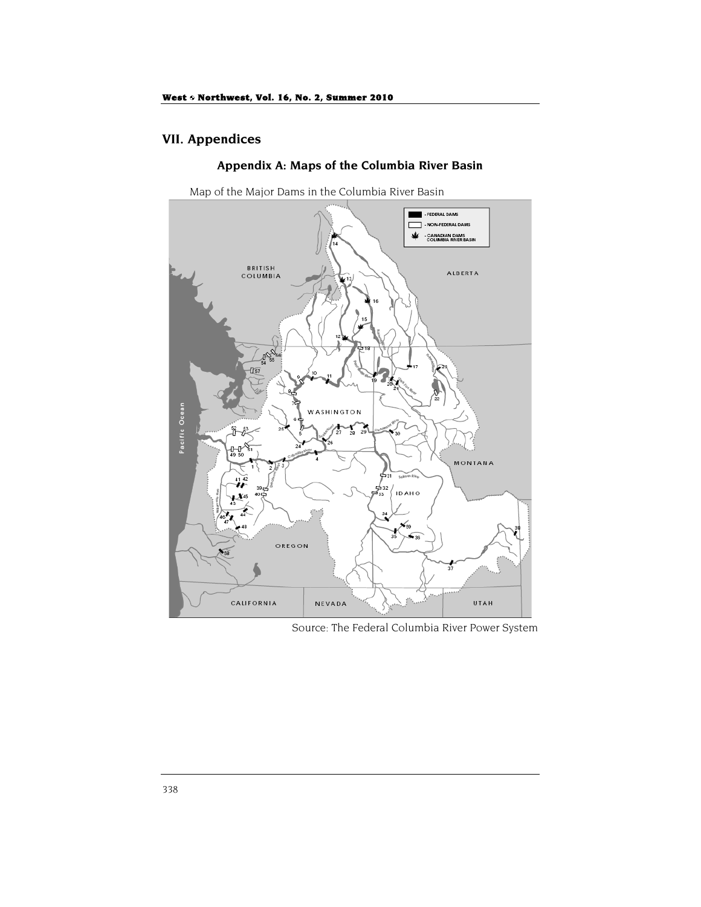# VII. Appendices

## Appendix A: Maps of the Columbia River Basin

Map of the Major Dams in the Columbia River Basin

Source: The Federal Columbia River Power System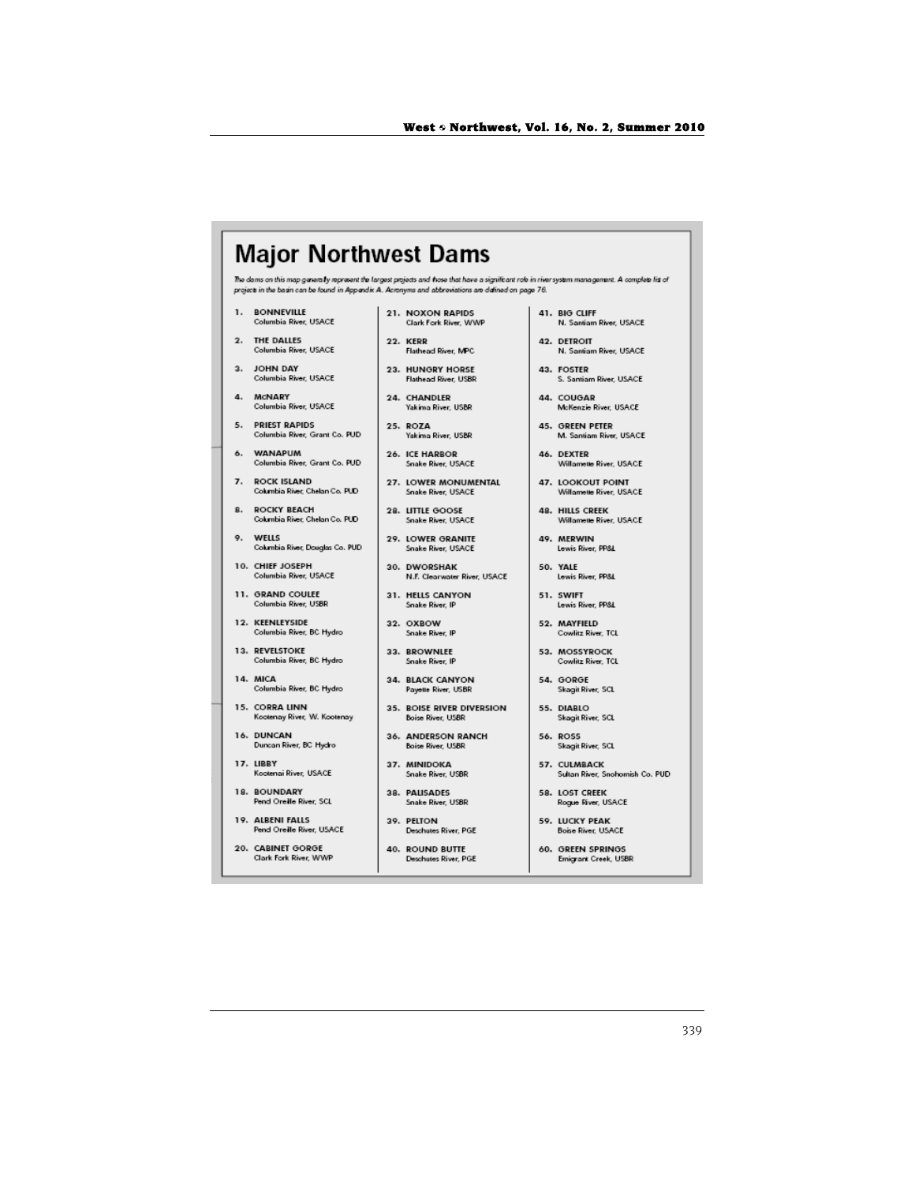# Major Northwest Dams

*The dams on this map generally represent the largest projects and those that have a significant role in river system management. A complete list of projects in the basin can be found in Appendix A. Acronyms and abbreviations are defined on page 76.*

1. **BONNEVILLE**
   Columbia River, USACE
2. **THE DALLES**
   Columbia River, USACE
3. **JOHN DAY**
   Columbia River, USACE
4. **McNARY**
   Columbia River, USACE
5. **PRIEST RAPIDS**
   Columbia River, Grant Co. PUD
6. **WANAPUM**
   Columbia River, Grant Co. PUD
7. **ROCK ISLAND**
   Columbia River, Chelan Co. PUD
8. **ROCKY BEACH**
   Columbia River, Chelan Co. PUD
9. **WELLS**
   Columbia River, Douglas Co. PUD
10. **CHIEF JOSEPH**
    Columbia River, USACE
11. **GRAND COULEE**
    Columbia River, USBR
12. **KEENLEYSIDE**
    Columbia River, BC Hydro
13. **REVELSTOKE**
    Columbia River, BC Hydro
14. **MICA**
    Columbia River, BC Hydro
15. **CORRA LINN**
    Kootenay River, W. Kootenay
16. **DUNCAN**
    Duncan River, BC Hydro
17. **LIBBY**
    Kootenai River, USACE
18. **BOUNDARY**
    Pend Oreille River, SCL
19. **ALBENI FALLS**
    Pend Oreille River, USACE
20. **CABINET GORGE**
    Clark Fork River, WWP
21. **NOXON RAPIDS**
    Clark Fork River, WWP
22. **KERR**
    Flathead River, MPC
23. **HUNGRY HORSE**
    Flathead River, USBR
24. **CHANDLER**
    Yakima River, USBR
25. **ROZA**
    Yakima River, USBR
26. **ICE HARBOR**
    Snake River, USACE
27. **LOWER MONUMENTAL**
    Snake River, USACE
28. **LITTLE GOOSE**
    Snake River, USACE
29. **LOWER GRANITE**
    Snake River, USACE
30. **DWORSHAK**
    N.F. Clearwater River, USACE
31. **HELLS CANYON**
    Snake River, IP
32. **OXBOW**
    Snake River, IP
33. **BROWNLEE**
    Snake River, IP
34. **BLACK CANYON**
    Payette River, USBR
35. **BOISE RIVER DIVERSION**
    Boise River, USBR
36. **ANDERSON RANCH**
    Boise River, USBR
37. **MINIDOKA**
    Snake River, USBR
38. **PALISADES**
    Snake River, USBR
39. **PELTON**
    Deschutes River, PGE
40. **ROUND BUTTE**
    Deschutes River, PGE
41. **BIG CLIFF**
    N. Santiam River, USACE
42. **DETROIT**
    N. Santiam River, USACE
43. **FOSTER**
    S. Santiam River, USACE
44. **COUGAR**
    McKenzie River, USACE
45. **GREEN PETER**
    M. Santiam River, USACE
46. **DEXTER**
    Willamette River, USACE
47. **LOOKOUT POINT**
    Willamette River, USACE
48. **HILLS CREEK**
    Willamette River, USACE
49. **MERWIN**
    Lewis River, PP&L
50. **YALE**
    Lewis River, PP&L
51. **SWIFT**
    Lewis River, PP&L
52. **MAYFIELD**
    Cowlitz River, TCL
53. **MOSSYROCK**
    Cowlitz River, TCL
54. **GORGE**
    Skagit River, SCL
55. **DIABLO**
    Skagit River, SCL
56. **ROSS**
    Skagit River, SCL
57. **CULMBACK**
    Sultan River, Snohomish Co. PUD
58. **LOST CREEK**
    Rogue River, USACE
59. **LUCKY PEAK**
    Boise River, USACE
60. **GREEN SPRINGS**
    Emigrant Creek, USBR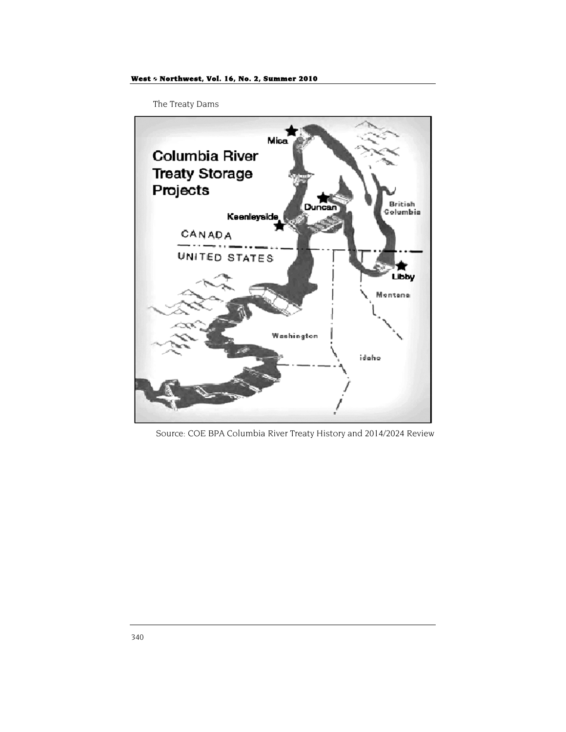The Treaty Dams

Columbia River Treaty Storage Projects

Mica

Duncan

Keenleyside

CANADA

UNITED STATES

British Columbia

Libby

Montana

Washington

Idaho

Source: COE BPA Columbia River Treaty History and 2014/2024 Review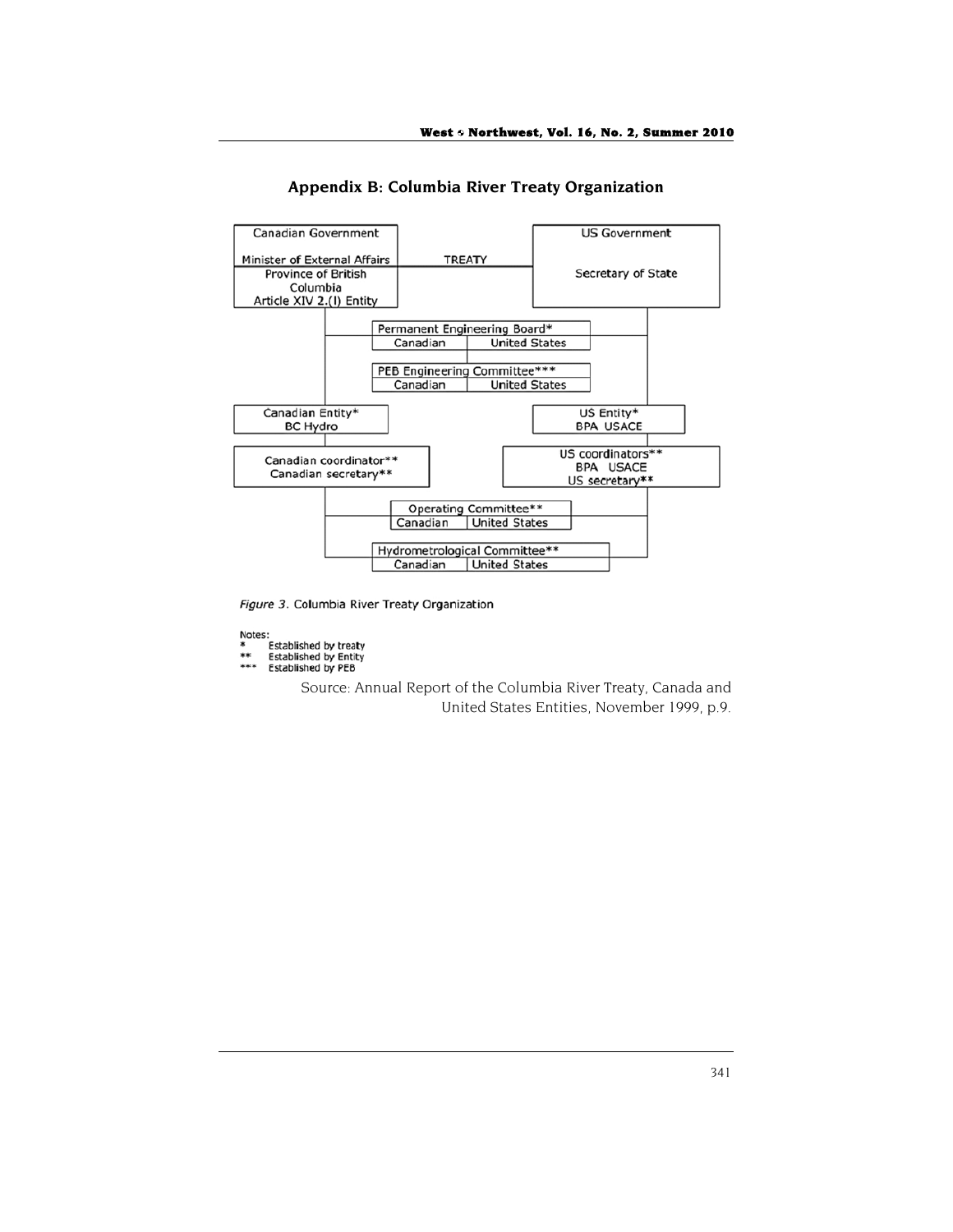## Appendix B: Columbia River Treaty Organization

Canadian Government

Minister of External Affairs

Province of British Columbia

Article XIV 2.(I) Entity

TREATY

US Government

Secretary of State

Permanent Engineering Board*

Canadian | United States

PEB Engineering Committee***

Canadian | United States

Canadian Entity*

BC Hydro

US Entity*

BPA USACE

Canadian coordinator**

Canadian secretary**

US coordinators**

BPA USACE

US secretary**

Operating Committee**

Canadian | United States

Hydrometrological Committee**

Canadian | United States

*Figure 3.* Columbia River Treaty Organization

Notes:

\* Established by treaty

\*\* Established by Entity

\*\*\* Established by PEB

Source: Annual Report of the Columbia River Treaty, Canada and United States Entities, November 1999, p.9.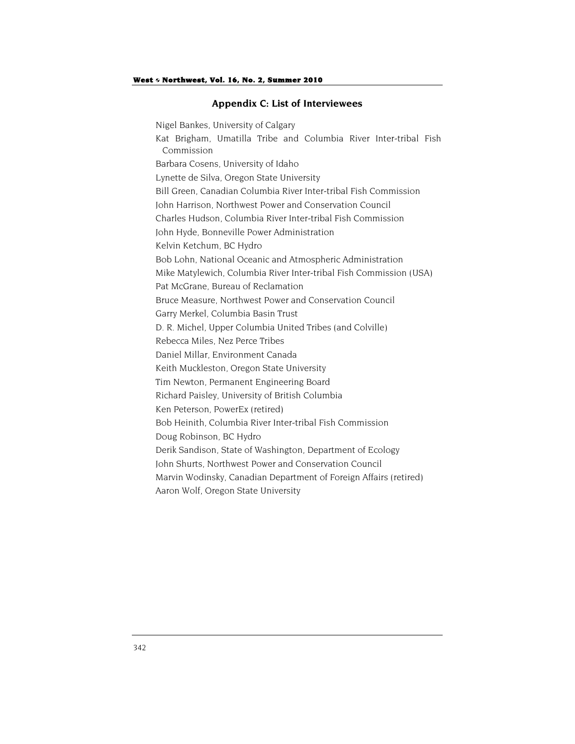## Appendix C: List of Interviewees

Nigel Bankes, University of Calgary

Kat Brigham, Umatilla Tribe and Columbia River Inter-tribal Fish Commission

Barbara Cosens, University of Idaho

Lynette de Silva, Oregon State University

Bill Green, Canadian Columbia River Inter-tribal Fish Commission

John Harrison, Northwest Power and Conservation Council

Charles Hudson, Columbia River Inter-tribal Fish Commission

John Hyde, Bonneville Power Administration

Kelvin Ketchum, BC Hydro

Bob Lohn, National Oceanic and Atmospheric Administration

Mike Matylewich, Columbia River Inter-tribal Fish Commission (USA)

Pat McGrane, Bureau of Reclamation

Bruce Measure, Northwest Power and Conservation Council

Garry Merkel, Columbia Basin Trust

D. R. Michel, Upper Columbia United Tribes (and Colville)

Rebecca Miles, Nez Perce Tribes

Daniel Millar, Environment Canada

Keith Muckleston, Oregon State University

Tim Newton, Permanent Engineering Board

Richard Paisley, University of British Columbia

Ken Peterson, PowerEx (retired)

Bob Heinith, Columbia River Inter-tribal Fish Commission

Doug Robinson, BC Hydro

Derik Sandison, State of Washington, Department of Ecology

John Shurts, Northwest Power and Conservation Council

Marvin Wodinsky, Canadian Department of Foreign Affairs (retired)

Aaron Wolf, Oregon State University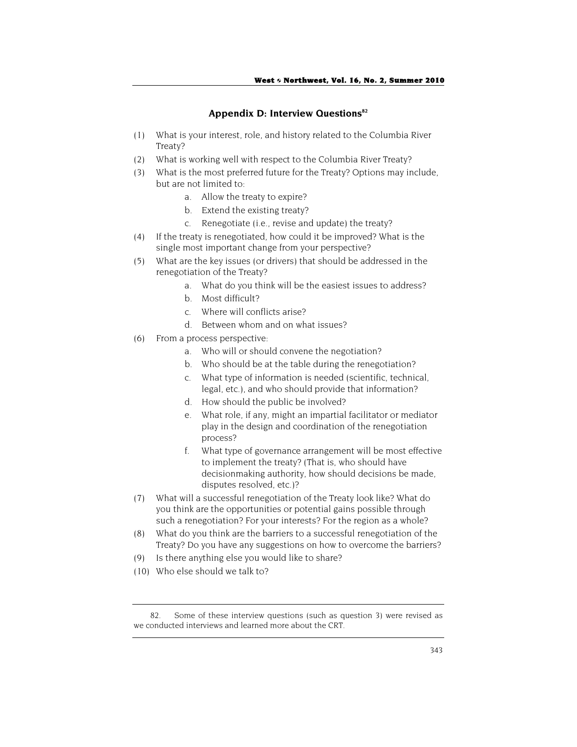## Appendix D: Interview Questions[82]

(1) What is your interest, role, and history related to the Columbia River Treaty?

(2) What is working well with respect to the Columbia River Treaty?

(3) What is the most preferred future for the Treaty? Options may include, but are not limited to:
   - a. Allow the treaty to expire?
   - b. Extend the existing treaty?
   - c. Renegotiate (i.e., revise and update) the treaty?

(4) If the treaty is renegotiated, how could it be improved? What is the single most important change from your perspective?

(5) What are the key issues (or drivers) that should be addressed in the renegotiation of the Treaty?
   - a. What do you think will be the easiest issues to address?
   - b. Most difficult?
   - c. Where will conflicts arise?
   - d. Between whom and on what issues?

(6) From a process perspective:
   - a. Who will or should convene the negotiation?
   - b. Who should be at the table during the renegotiation?
   - c. What type of information is needed (scientific, technical, legal, etc.), and who should provide that information?
   - d. How should the public be involved?
   - e. What role, if any, might an impartial facilitator or mediator play in the design and coordination of the renegotiation process?
   - f. What type of governance arrangement will be most effective to implement the treaty? (That is, who should have decisionmaking authority, how should decisions be made, disputes resolved, etc.)?

(7) What will a successful renegotiation of the Treaty look like? What do you think are the opportunities or potential gains possible through such a renegotiation? For your interests? For the region as a whole?

(8) What do you think are the barriers to a successful renegotiation of the Treaty? Do you have any suggestions on how to overcome the barriers?

(9) Is there anything else you would like to share?

(10) Who else should we talk to?

---

82. Some of these interview questions (such as question 3) were revised as we conducted interviews and learned more about the CRT.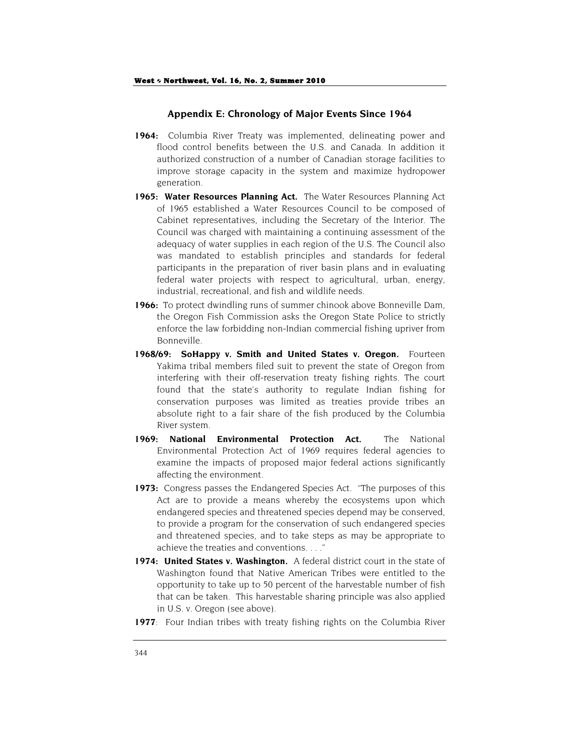## Appendix E: Chronology of Major Events Since 1964

**1964:** Columbia River Treaty was implemented, delineating power and flood control benefits between the U.S. and Canada. In addition it authorized construction of a number of Canadian storage facilities to improve storage capacity in the system and maximize hydropower generation.

**1965: Water Resources Planning Act.** The Water Resources Planning Act of 1965 established a Water Resources Council to be composed of Cabinet representatives, including the Secretary of the Interior. The Council was charged with maintaining a continuing assessment of the adequacy of water supplies in each region of the U.S. The Council also was mandated to establish principles and standards for federal participants in the preparation of river basin plans and in evaluating federal water projects with respect to agricultural, urban, energy, industrial, recreational, and fish and wildlife needs.

**1966:** To protect dwindling runs of summer chinook above Bonneville Dam, the Oregon Fish Commission asks the Oregon State Police to strictly enforce the law forbidding non-Indian commercial fishing upriver from Bonneville.

**1968/69: SoHappy v. Smith and United States v. Oregon.** Fourteen Yakima tribal members filed suit to prevent the state of Oregon from interfering with their off-reservation treaty fishing rights. The court found that the state's authority to regulate Indian fishing for conservation purposes was limited as treaties provide tribes an absolute right to a fair share of the fish produced by the Columbia River system.

**1969: National Environmental Protection Act.** The National Environmental Protection Act of 1969 requires federal agencies to examine the impacts of proposed major federal actions significantly affecting the environment.

**1973:** Congress passes the Endangered Species Act. "The purposes of this Act are to provide a means whereby the ecosystems upon which endangered species and threatened species depend may be conserved, to provide a program for the conservation of such endangered species and threatened species, and to take steps as may be appropriate to achieve the treaties and conventions. . . ."

**1974: United States v. Washington.** A federal district court in the state of Washington found that Native American Tribes were entitled to the opportunity to take up to 50 percent of the harvestable number of fish that can be taken. This harvestable sharing principle was also applied in U.S. v. Oregon (see above).

**1977**: Four Indian tribes with treaty fishing rights on the Columbia River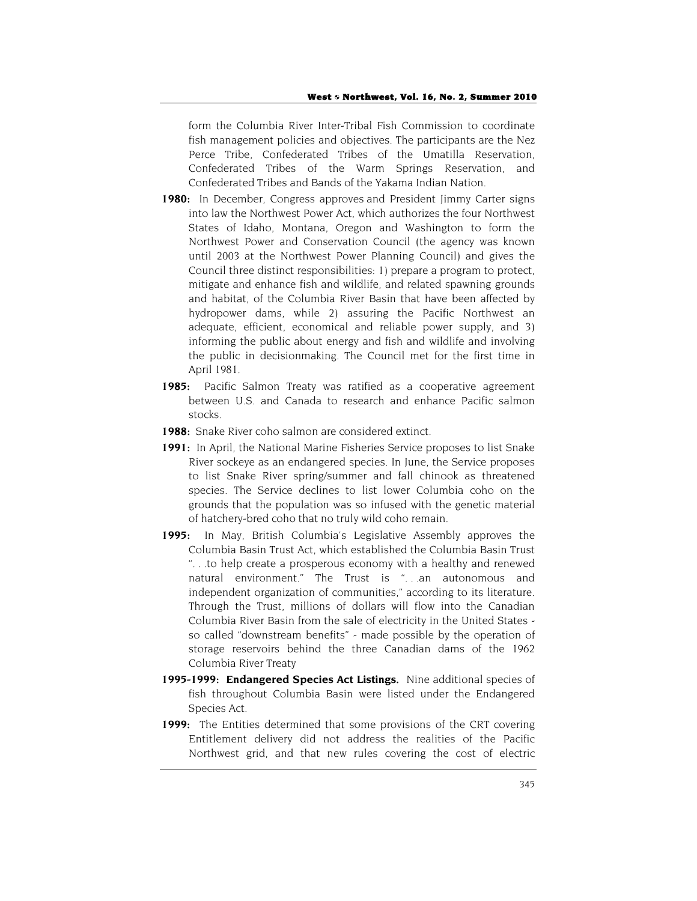form the Columbia River Inter-Tribal Fish Commission to coordinate fish management policies and objectives. The participants are the Nez Perce Tribe, Confederated Tribes of the Umatilla Reservation, Confederated Tribes of the Warm Springs Reservation, and Confederated Tribes and Bands of the Yakama Indian Nation.

**1980:** In December, Congress approves and President Jimmy Carter signs into law the Northwest Power Act, which authorizes the four Northwest States of Idaho, Montana, Oregon and Washington to form the Northwest Power and Conservation Council (the agency was known until 2003 at the Northwest Power Planning Council) and gives the Council three distinct responsibilities: 1) prepare a program to protect, mitigate and enhance fish and wildlife, and related spawning grounds and habitat, of the Columbia River Basin that have been affected by hydropower dams, while 2) assuring the Pacific Northwest an adequate, efficient, economical and reliable power supply, and 3) informing the public about energy and fish and wildlife and involving the public in decisionmaking. The Council met for the first time in April 1981.

**1985:** Pacific Salmon Treaty was ratified as a cooperative agreement between U.S. and Canada to research and enhance Pacific salmon stocks.

**1988:** Snake River coho salmon are considered extinct.

**1991:** In April, the National Marine Fisheries Service proposes to list Snake River sockeye as an endangered species. In June, the Service proposes to list Snake River spring/summer and fall chinook as threatened species. The Service declines to list lower Columbia coho on the grounds that the population was so infused with the genetic material of hatchery-bred coho that no truly wild coho remain.

**1995:** In May, British Columbia's Legislative Assembly approves the Columbia Basin Trust Act, which established the Columbia Basin Trust ". . .to help create a prosperous economy with a healthy and renewed natural environment." The Trust is ". . .an autonomous and independent organization of communities," according to its literature. Through the Trust, millions of dollars will flow into the Canadian Columbia River Basin from the sale of electricity in the United States - so called "downstream benefits" - made possible by the operation of storage reservoirs behind the three Canadian dams of the 1962 Columbia River Treaty

**1995-1999: Endangered Species Act Listings.** Nine additional species of fish throughout Columbia Basin were listed under the Endangered Species Act.

**1999:** The Entities determined that some provisions of the CRT covering Entitlement delivery did not address the realities of the Pacific Northwest grid, and that new rules covering the cost of electric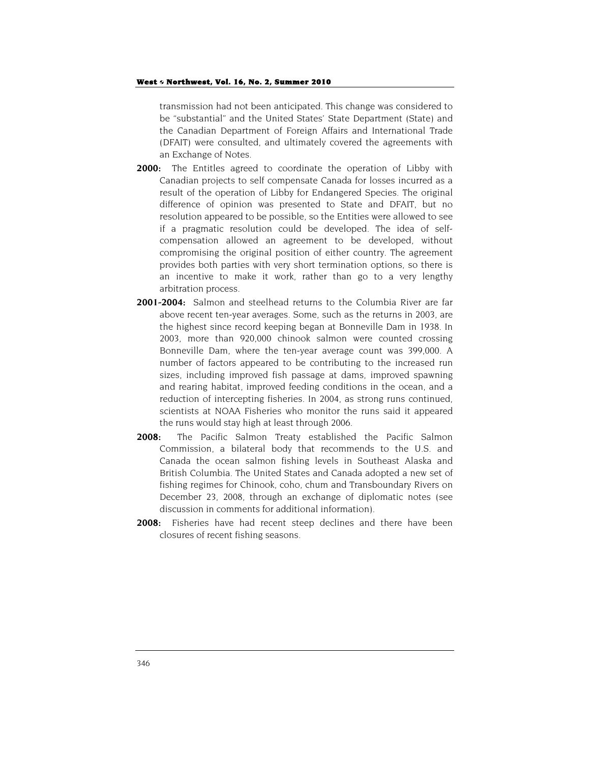transmission had not been anticipated. This change was considered to be "substantial" and the United States' State Department (State) and the Canadian Department of Foreign Affairs and International Trade (DFAIT) were consulted, and ultimately covered the agreements with an Exchange of Notes.

**2000:** The Entitles agreed to coordinate the operation of Libby with Canadian projects to self compensate Canada for losses incurred as a result of the operation of Libby for Endangered Species. The original difference of opinion was presented to State and DFAIT, but no resolution appeared to be possible, so the Entities were allowed to see if a pragmatic resolution could be developed. The idea of self-compensation allowed an agreement to be developed, without compromising the original position of either country. The agreement provides both parties with very short termination options, so there is an incentive to make it work, rather than go to a very lengthy arbitration process.

**2001-2004:** Salmon and steelhead returns to the Columbia River are far above recent ten-year averages. Some, such as the returns in 2003, are the highest since record keeping began at Bonneville Dam in 1938. In 2003, more than 920,000 chinook salmon were counted crossing Bonneville Dam, where the ten-year average count was 399,000. A number of factors appeared to be contributing to the increased run sizes, including improved fish passage at dams, improved spawning and rearing habitat, improved feeding conditions in the ocean, and a reduction of intercepting fisheries. In 2004, as strong runs continued, scientists at NOAA Fisheries who monitor the runs said it appeared the runs would stay high at least through 2006.

**2008:** The Pacific Salmon Treaty established the Pacific Salmon Commission, a bilateral body that recommends to the U.S. and Canada the ocean salmon fishing levels in Southeast Alaska and British Columbia. The United States and Canada adopted a new set of fishing regimes for Chinook, coho, chum and Transboundary Rivers on December 23, 2008, through an exchange of diplomatic notes (see discussion in comments for additional information).

**2008:** Fisheries have had recent steep declines and there have been closures of recent fishing seasons.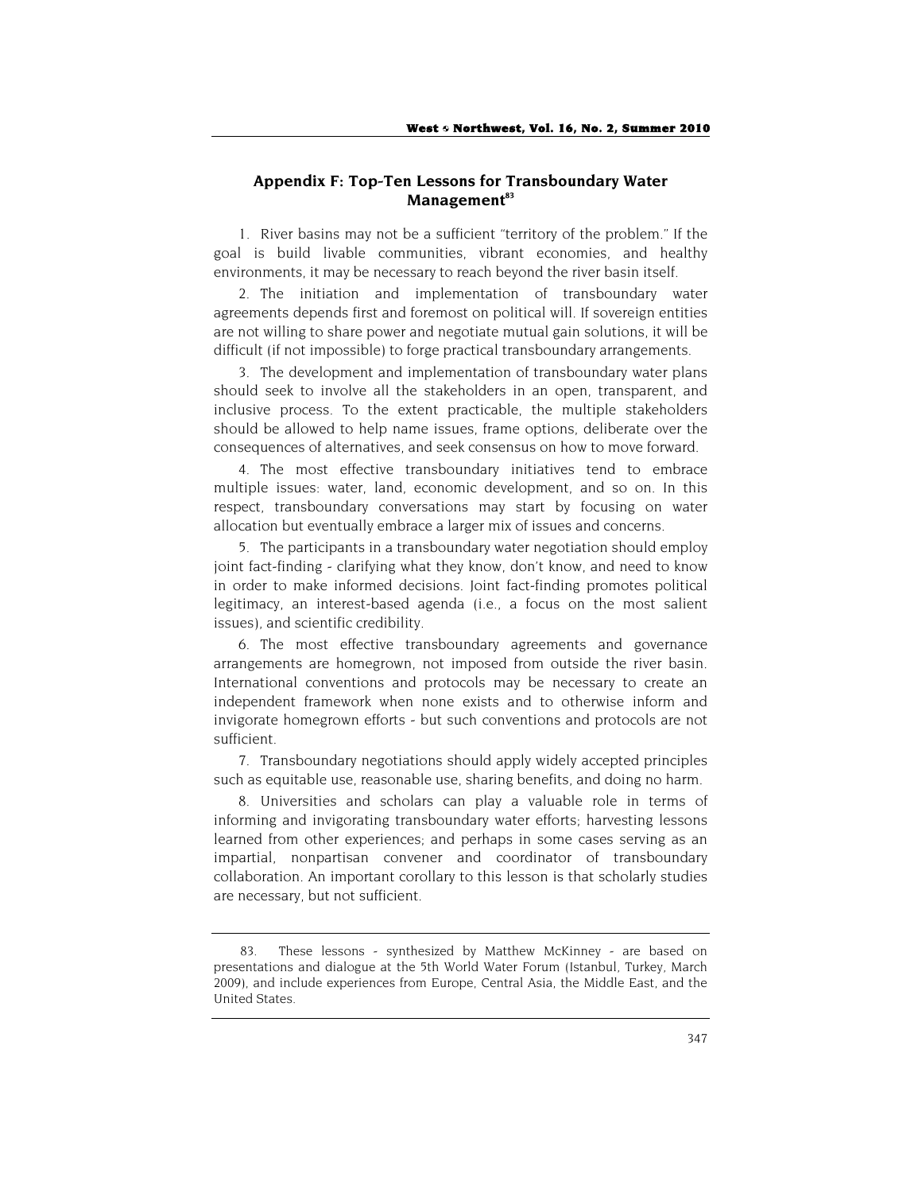## Appendix F: Top-Ten Lessons for Transboundary Water Management[83]

1. River basins may not be a sufficient "territory of the problem." If the goal is build livable communities, vibrant economies, and healthy environments, it may be necessary to reach beyond the river basin itself.

2. The initiation and implementation of transboundary water agreements depends first and foremost on political will. If sovereign entities are not willing to share power and negotiate mutual gain solutions, it will be difficult (if not impossible) to forge practical transboundary arrangements.

3. The development and implementation of transboundary water plans should seek to involve all the stakeholders in an open, transparent, and inclusive process. To the extent practicable, the multiple stakeholders should be allowed to help name issues, frame options, deliberate over the consequences of alternatives, and seek consensus on how to move forward.

4. The most effective transboundary initiatives tend to embrace multiple issues: water, land, economic development, and so on. In this respect, transboundary conversations may start by focusing on water allocation but eventually embrace a larger mix of issues and concerns.

5. The participants in a transboundary water negotiation should employ joint fact-finding - clarifying what they know, don't know, and need to know in order to make informed decisions. Joint fact-finding promotes political legitimacy, an interest-based agenda (i.e., a focus on the most salient issues), and scientific credibility.

6. The most effective transboundary agreements and governance arrangements are homegrown, not imposed from outside the river basin. International conventions and protocols may be necessary to create an independent framework when none exists and to otherwise inform and invigorate homegrown efforts - but such conventions and protocols are not sufficient.

7. Transboundary negotiations should apply widely accepted principles such as equitable use, reasonable use, sharing benefits, and doing no harm.

8. Universities and scholars can play a valuable role in terms of informing and invigorating transboundary water efforts; harvesting lessons learned from other experiences; and perhaps in some cases serving as an impartial, nonpartisan convener and coordinator of transboundary collaboration. An important corollary to this lesson is that scholarly studies are necessary, but not sufficient.

---

83. These lessons - synthesized by Matthew McKinney - are based on presentations and dialogue at the 5th World Water Forum (Istanbul, Turkey, March 2009), and include experiences from Europe, Central Asia, the Middle East, and the United States.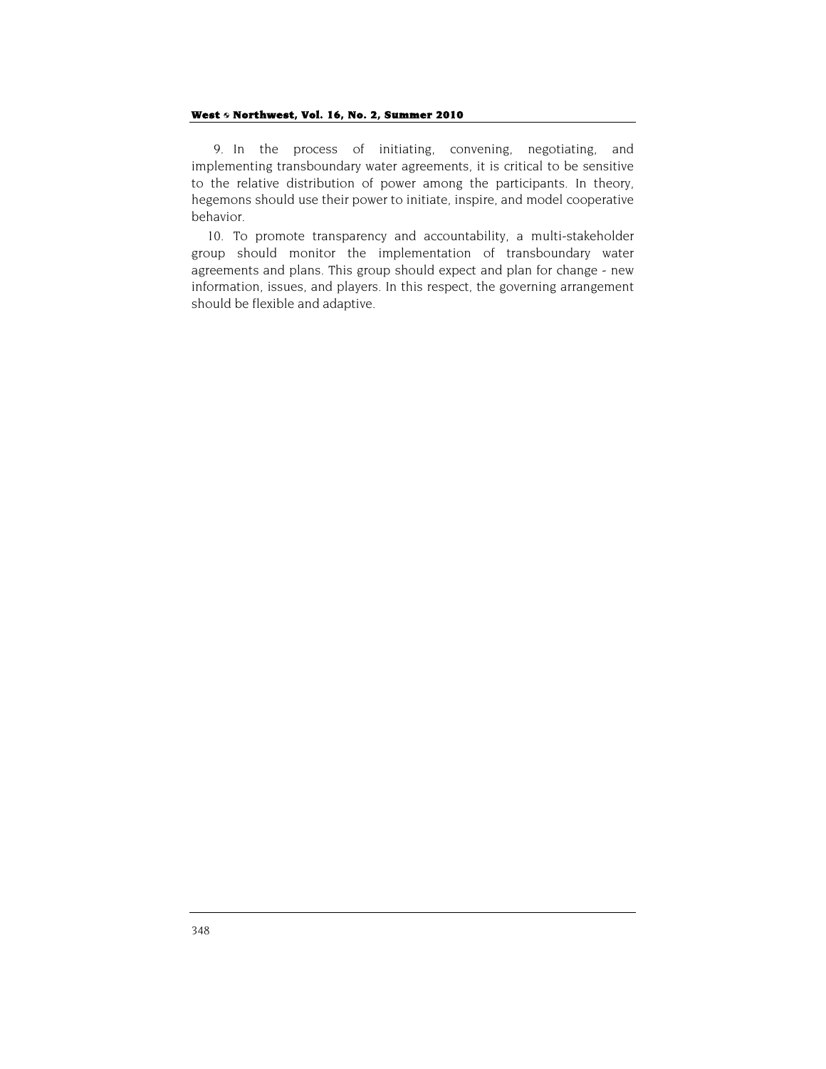9. In the process of initiating, convening, negotiating, and implementing transboundary water agreements, it is critical to be sensitive to the relative distribution of power among the participants. In theory, hegemons should use their power to initiate, inspire, and model cooperative behavior.

10. To promote transparency and accountability, a multi-stakeholder group should monitor the implementation of transboundary water agreements and plans. This group should expect and plan for change - new information, issues, and players. In this respect, the governing arrangement should be flexible and adaptive.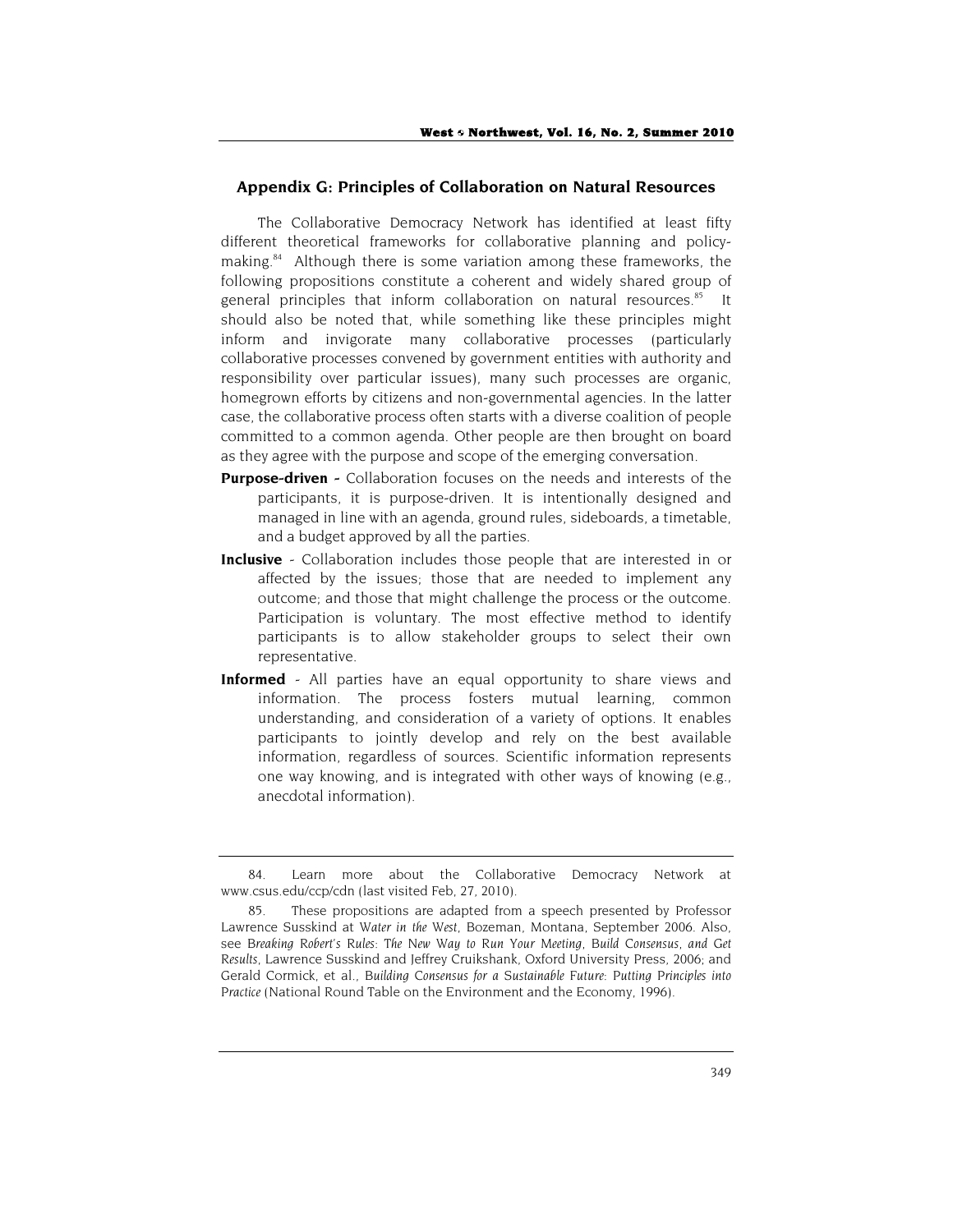## Appendix G: Principles of Collaboration on Natural Resources

The Collaborative Democracy Network has identified at least fifty different theoretical frameworks for collaborative planning and policy-making.[84] Although there is some variation among these frameworks, the following propositions constitute a coherent and widely shared group of general principles that inform collaboration on natural resources.[85] It should also be noted that, while something like these principles might inform and invigorate many collaborative processes (particularly collaborative processes convened by government entities with authority and responsibility over particular issues), many such processes are organic, homegrown efforts by citizens and non-governmental agencies. In the latter case, the collaborative process often starts with a diverse coalition of people committed to a common agenda. Other people are then brought on board as they agree with the purpose and scope of the emerging conversation.

**Purpose-driven** - Collaboration focuses on the needs and interests of the participants, it is purpose-driven. It is intentionally designed and managed in line with an agenda, ground rules, sideboards, a timetable, and a budget approved by all the parties.

**Inclusive** - Collaboration includes those people that are interested in or affected by the issues; those that are needed to implement any outcome; and those that might challenge the process or the outcome. Participation is voluntary. The most effective method to identify participants is to allow stakeholder groups to select their own representative.

**Informed** - All parties have an equal opportunity to share views and information. The process fosters mutual learning, common understanding, and consideration of a variety of options. It enables participants to jointly develop and rely on the best available information, regardless of sources. Scientific information represents one way knowing, and is integrated with other ways of knowing (e.g., anecdotal information).

---

84. Learn more about the Collaborative Democracy Network at www.csus.edu/ccp/cdn (last visited Feb, 27, 2010).

85. These propositions are adapted from a speech presented by Professor Lawrence Susskind at *Water in the West*, Bozeman, Montana, September 2006. Also, see *Breaking Robert's Rules: The New Way to Run Your Meeting, Build Consensus, and Get Results*, Lawrence Susskind and Jeffrey Cruikshank, Oxford University Press, 2006; and Gerald Cormick, et al., *Building Consensus for a Sustainable Future: Putting Principles into Practice* (National Round Table on the Environment and the Economy, 1996).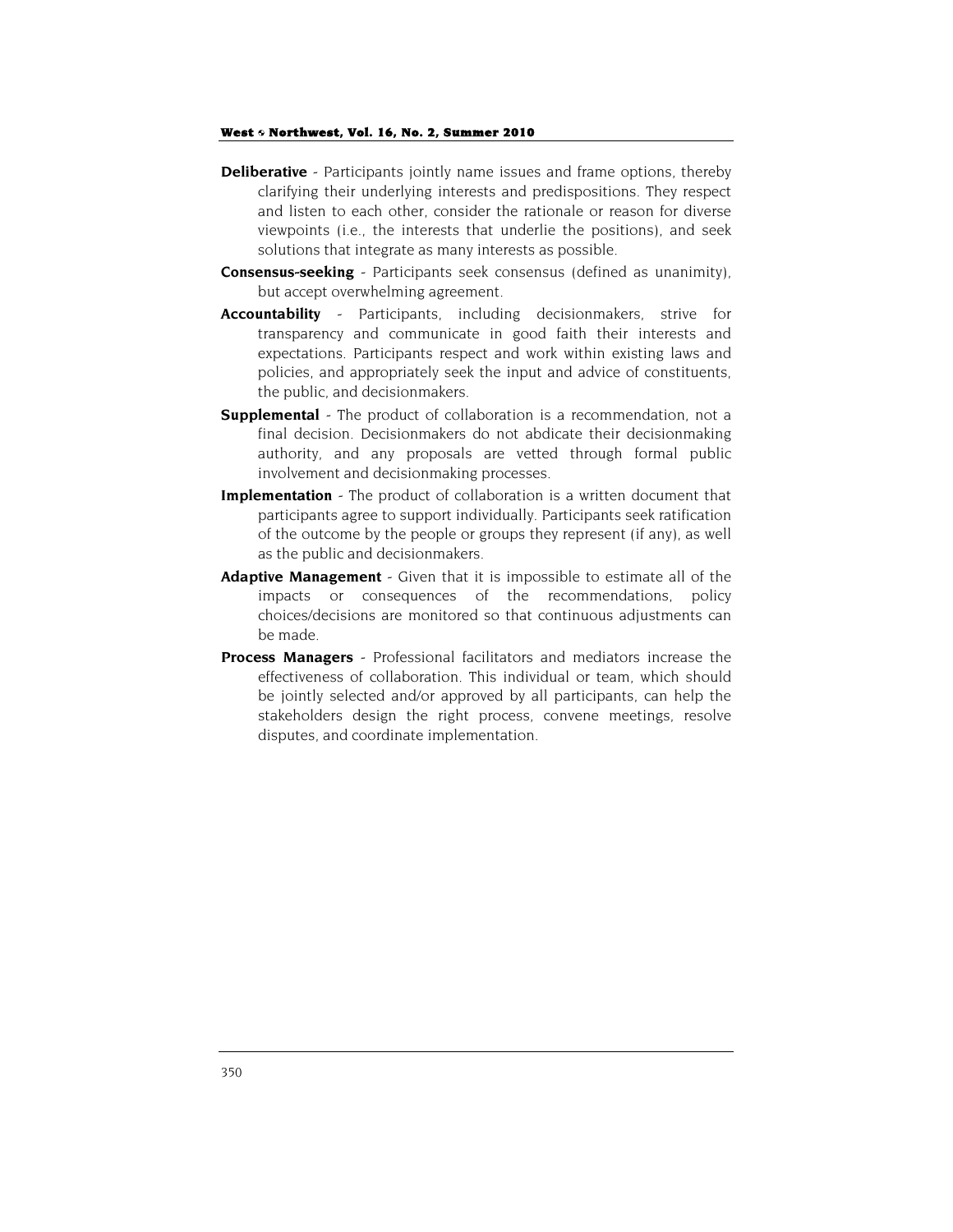**Deliberative** - Participants jointly name issues and frame options, thereby clarifying their underlying interests and predispositions. They respect and listen to each other, consider the rationale or reason for diverse viewpoints (i.e., the interests that underlie the positions), and seek solutions that integrate as many interests as possible.

**Consensus-seeking** - Participants seek consensus (defined as unanimity), but accept overwhelming agreement.

**Accountability** - Participants, including decisionmakers, strive for transparency and communicate in good faith their interests and expectations. Participants respect and work within existing laws and policies, and appropriately seek the input and advice of constituents, the public, and decisionmakers.

**Supplemental** - The product of collaboration is a recommendation, not a final decision. Decisionmakers do not abdicate their decisionmaking authority, and any proposals are vetted through formal public involvement and decisionmaking processes.

**Implementation** - The product of collaboration is a written document that participants agree to support individually. Participants seek ratification of the outcome by the people or groups they represent (if any), as well as the public and decisionmakers.

**Adaptive Management** - Given that it is impossible to estimate all of the impacts or consequences of the recommendations, policy choices/decisions are monitored so that continuous adjustments can be made.

**Process Managers** - Professional facilitators and mediators increase the effectiveness of collaboration. This individual or team, which should be jointly selected and/or approved by all participants, can help the stakeholders design the right process, convene meetings, resolve disputes, and coordinate implementation.